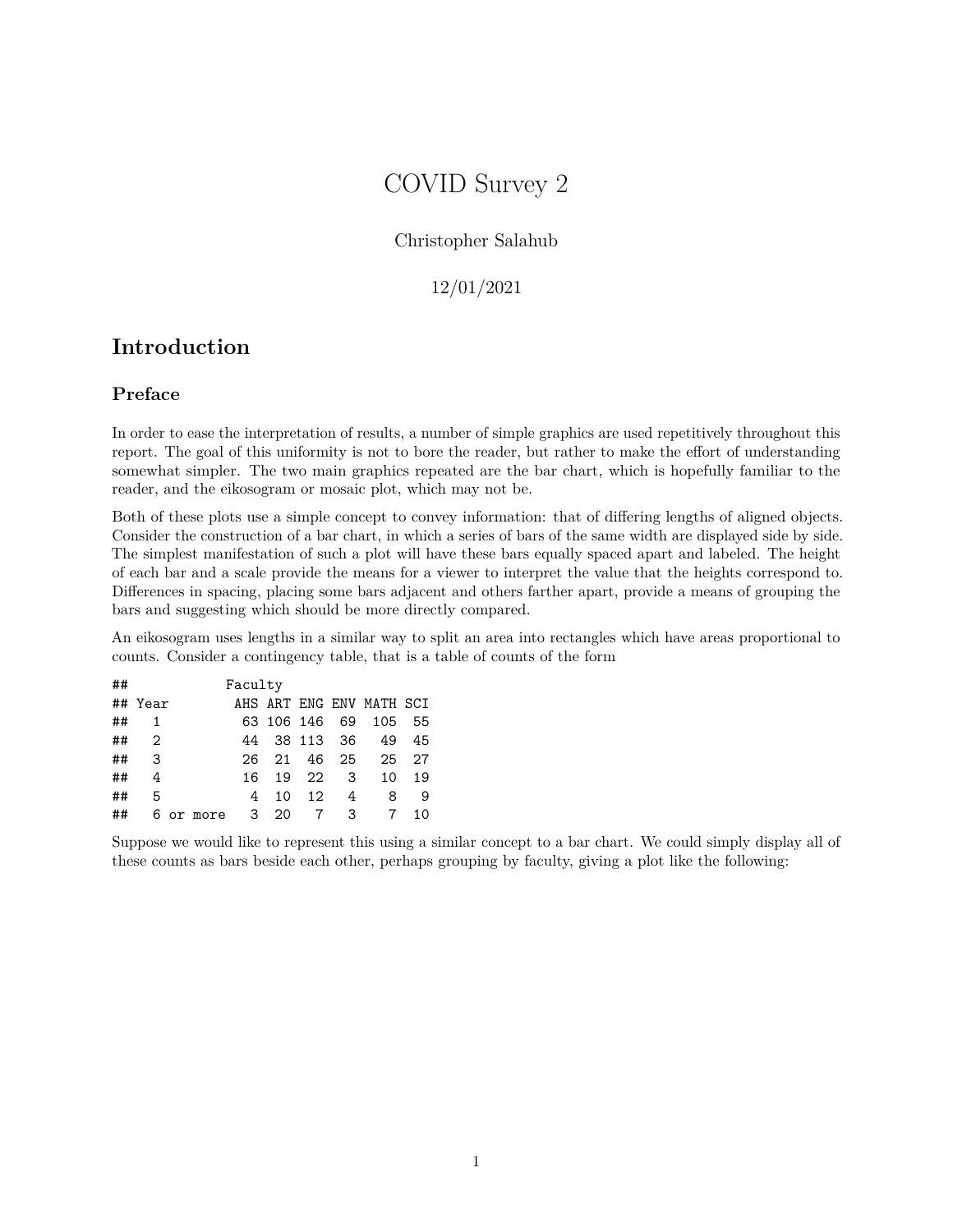# COVID Survey 2

Christopher Salahub

12/01/2021

## Introduction

### Preface

In order to ease the interpretation of results, a number of simple graphics are used repetitively throughout this report. The goal of this uniformity is not to bore the reader, but rather to make the effort of understanding somewhat simpler. The two main graphics repeated are the bar chart, which is hopefully familiar to the reader, and the eikosogram or mosaic plot, which may not be.

Both of these plots use a simple concept to convey information: that of differing lengths of aligned objects. Consider the construction of a bar chart, in which a series of bars of the same width are displayed side by side. The simplest manifestation of such a plot will have these bars equally spaced apart and labeled. The height of each bar and a scale provide the means for a viewer to interpret the value that the heights correspond to. Differences in spacing, placing some bars adjacent and others farther apart, provide a means of grouping the bars and suggesting which should be more directly compared.

An eikosogram uses lengths in a similar way to split an area into rectangles which have areas proportional to counts. Consider a contingency table, that is a table of counts of the form

```
##            Faculty
## Year        AHS ART ENG ENV MATH SCI
##   1          63 106 146  69  105  55
##   2          44  38 113  36   49  45
##   3          26  21  46  25   25  27
##   4          16  19  22   3   10  19
##   5           4  10  12   4    8   9
##   6 or more   3  20   7   3    7  10
```

Suppose we would like to represent this using a similar concept to a bar chart. We could simply display all of these counts as bars beside each other, perhaps grouping by faculty, giving a plot like the following: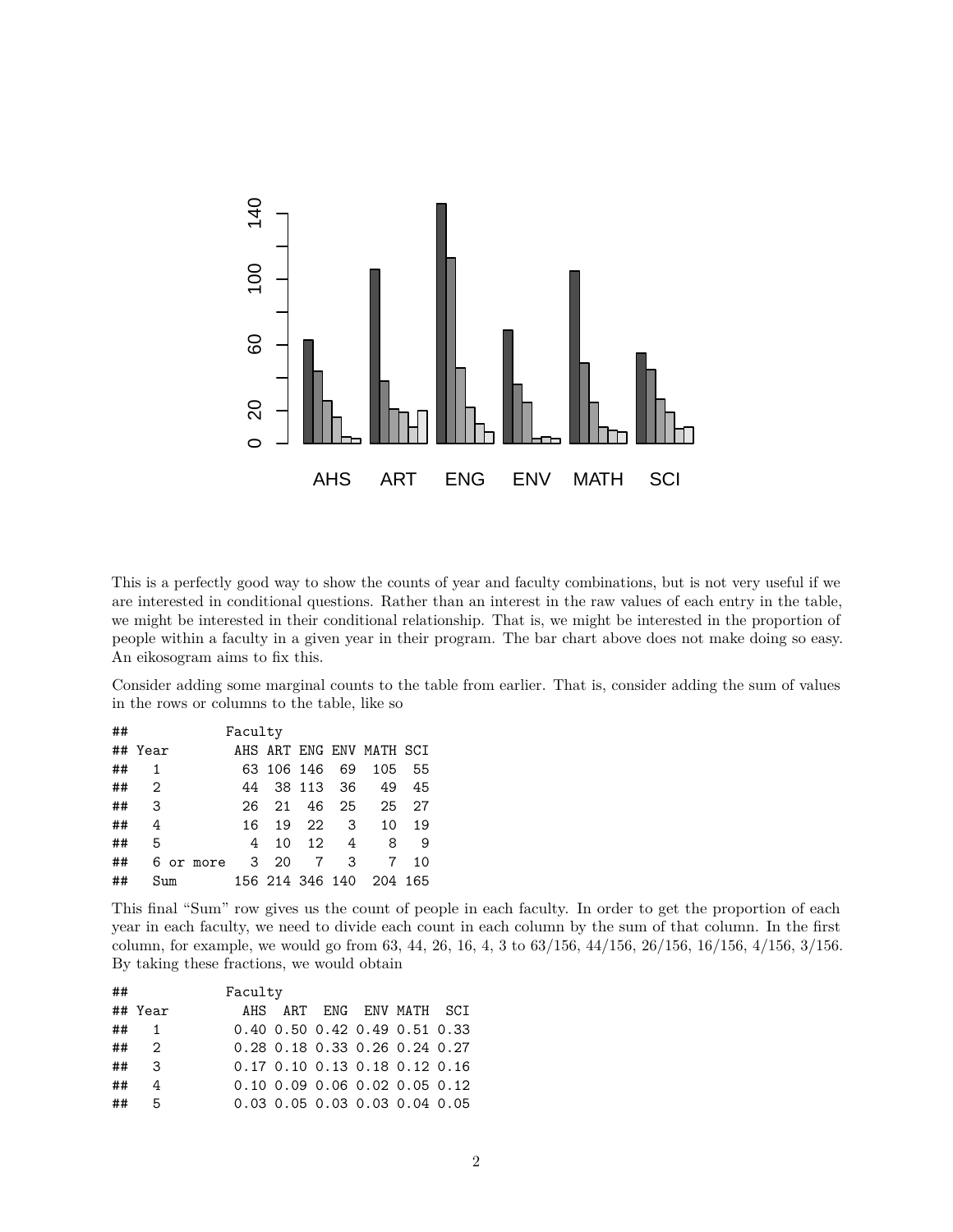This is a perfectly good way to show the counts of year and faculty combinations, but is not very useful if we are interested in conditional questions. Rather than an interest in the raw values of each entry in the table, we might be interested in their conditional relationship. That is, we might be interested in the proportion of people within a faculty in a given year in their program. The bar chart above does not make doing so easy. An eikosogram aims to fix this.

Consider adding some marginal counts to the table from earlier. That is, consider adding the sum of values in the rows or columns to the table, like so

```
##            Faculty
## Year        AHS ART ENG ENV MATH SCI
##   1          63 106 146  69  105  55
##   2          44  38 113  36   49  45
##   3          26  21  46  25   25  27
##   4          16  19  22   3   10  19
##   5           4  10  12   4    8   9
##   6 or more   3  20   7   3    7  10
##   Sum       156 214 346 140  204 165
```

This final "Sum" row gives us the count of people in each faculty. In order to get the proportion of each year in each faculty, we need to divide each count in each column by the sum of that column. In the first column, for example, we would go from 63, 44, 26, 16, 4, 3 to 63/156, 44/156, 26/156, 16/156, 4/156, 3/156. By taking these fractions, we would obtain

```
##            Faculty
## Year         AHS  ART  ENG  ENV MATH  SCI
##   1         0.40 0.50 0.42 0.49 0.51 0.33
##   2         0.28 0.18 0.33 0.26 0.24 0.27
##   3         0.17 0.10 0.13 0.18 0.12 0.16
##   4         0.10 0.09 0.06 0.02 0.05 0.12
##   5         0.03 0.05 0.03 0.03 0.04 0.05
```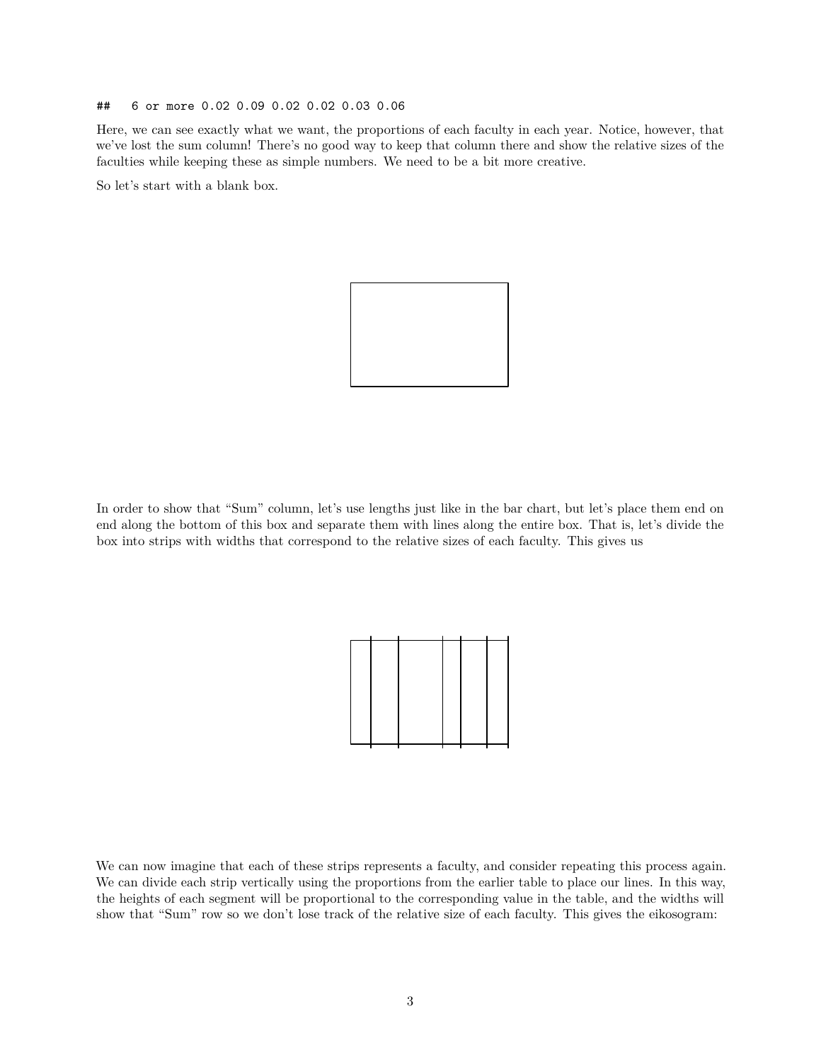```
##    6 or more 0.02 0.09 0.02 0.02 0.03 0.06
```

Here, we can see exactly what we want, the proportions of each faculty in each year. Notice, however, that we've lost the sum column! There's no good way to keep that column there and show the relative sizes of the faculties while keeping these as simple numbers. We need to be a bit more creative.

So let's start with a blank box.

In order to show that "Sum" column, let's use lengths just like in the bar chart, but let's place them end on end along the bottom of this box and separate them with lines along the entire box. That is, let's divide the box into strips with widths that correspond to the relative sizes of each faculty. This gives us

We can now imagine that each of these strips represents a faculty, and consider repeating this process again. We can divide each strip vertically using the proportions from the earlier table to place our lines. In this way, the heights of each segment will be proportional to the corresponding value in the table, and the widths will show that "Sum" row so we don't lose track of the relative size of each faculty. This gives the eikosogram: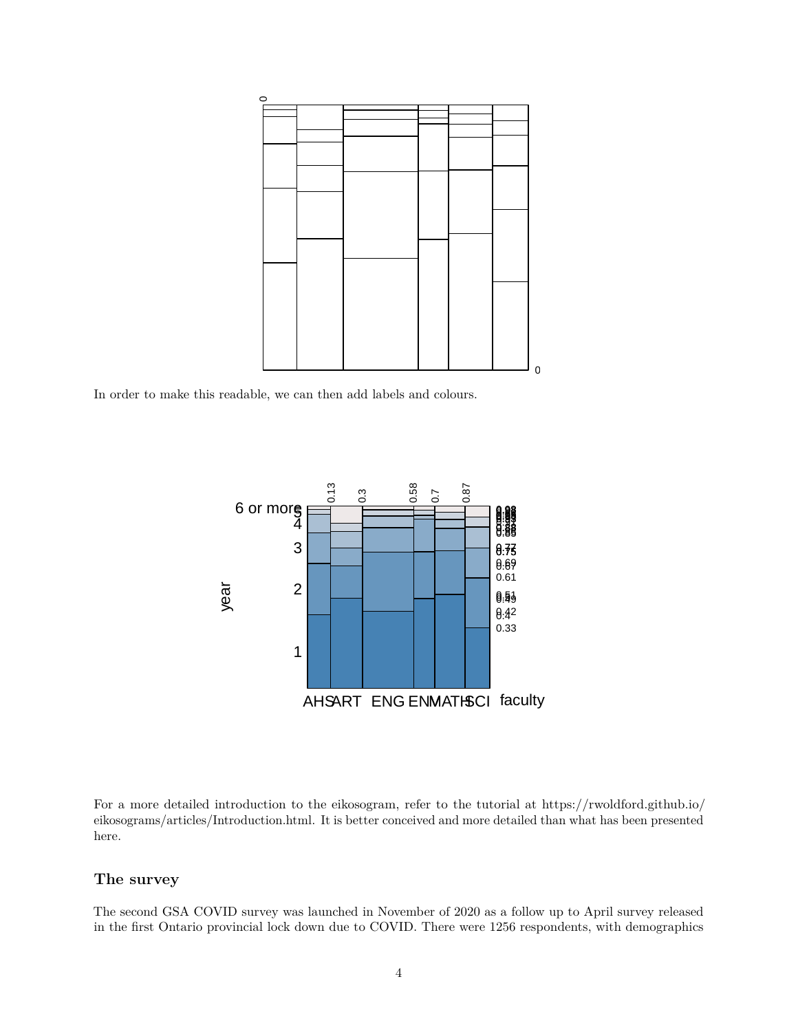In order to make this readable, we can then add labels and colours.

For a more detailed introduction to the eikosogram, refer to the tutorial at https://rwoldford.github.io/eikosograms/articles/Introduction.html. It is better conceived and more detailed than what has been presented here.

### The survey

The second GSA COVID survey was launched in November of 2020 as a follow up to April survey released in the first Ontario provincial lock down due to COVID. There were 1256 respondents, with demographics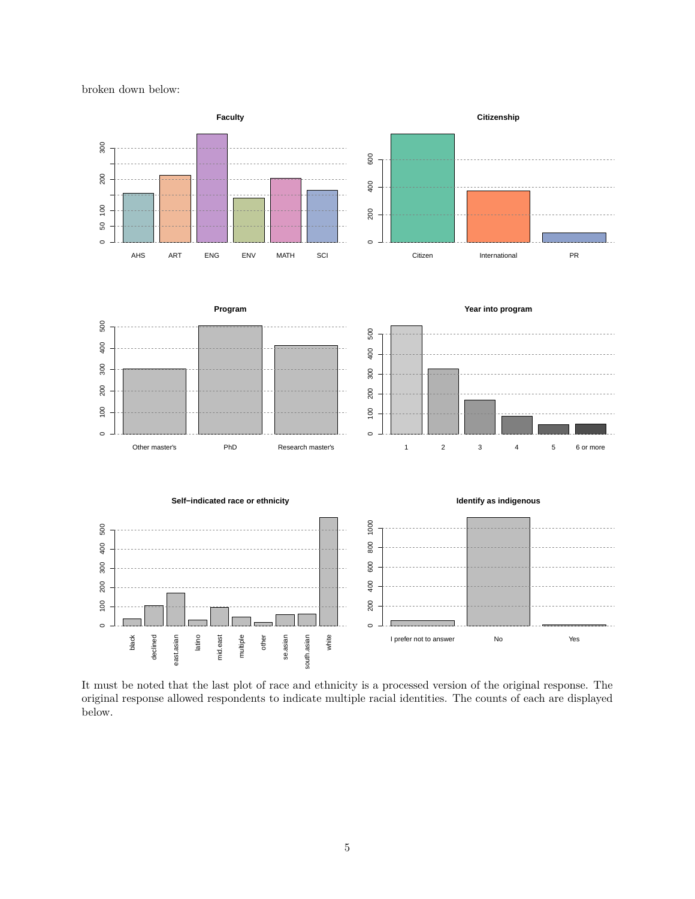broken down below:

It must be noted that the last plot of race and ethnicity is a processed version of the original response. The original response allowed respondents to indicate multiple racial identities. The counts of each are displayed below.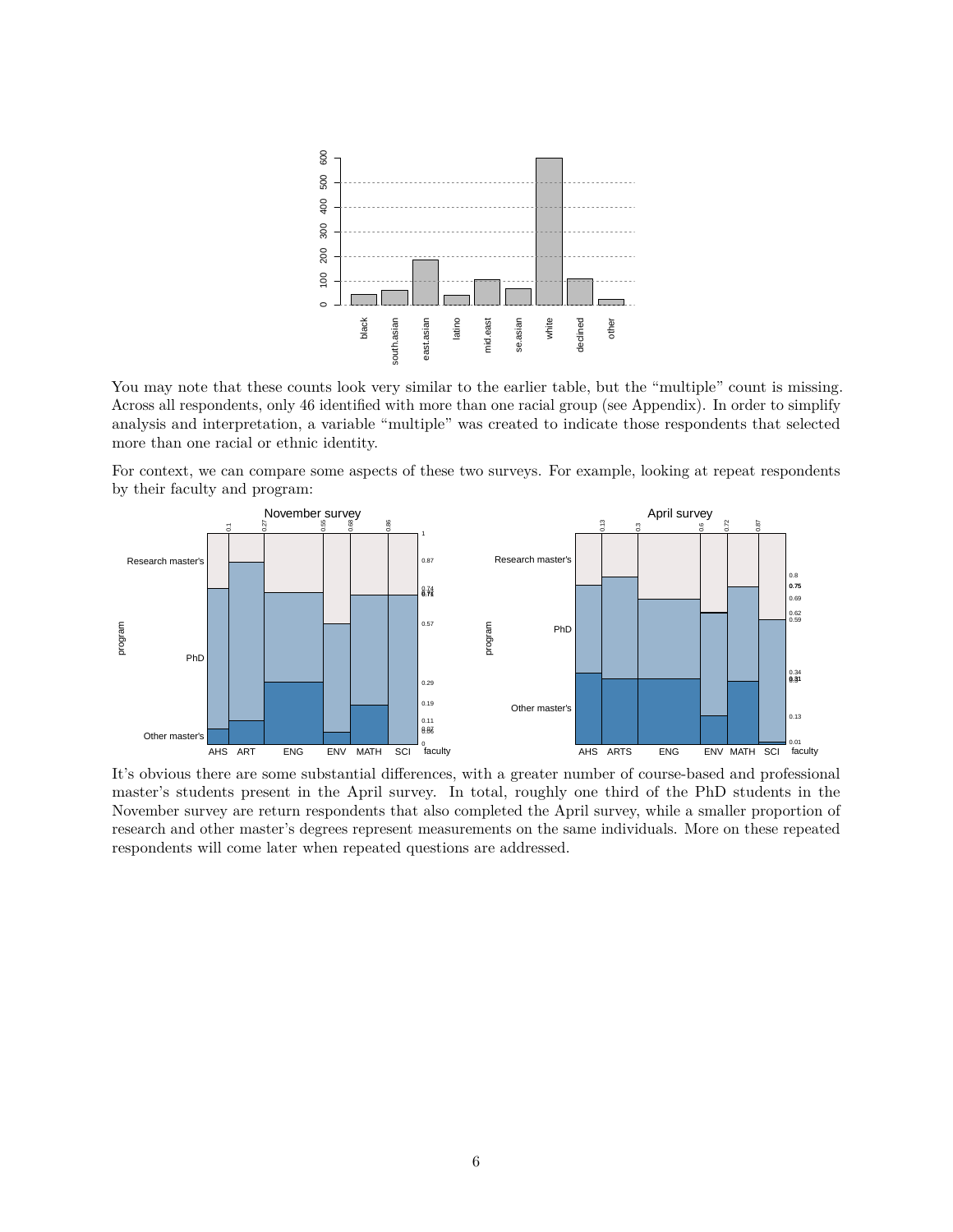You may note that these counts look very similar to the earlier table, but the "multiple" count is missing. Across all respondents, only 46 identified with more than one racial group (see Appendix). In order to simplify analysis and interpretation, a variable "multiple" was created to indicate those respondents that selected more than one racial or ethnic identity.

For context, we can compare some aspects of these two surveys. For example, looking at repeat respondents by their faculty and program:

It's obvious there are some substantial differences, with a greater number of course-based and professional master's students present in the April survey. In total, roughly one third of the PhD students in the November survey are return respondents that also completed the April survey, while a smaller proportion of research and other master's degrees represent measurements on the same individuals. More on these repeated respondents will come later when repeated questions are addressed.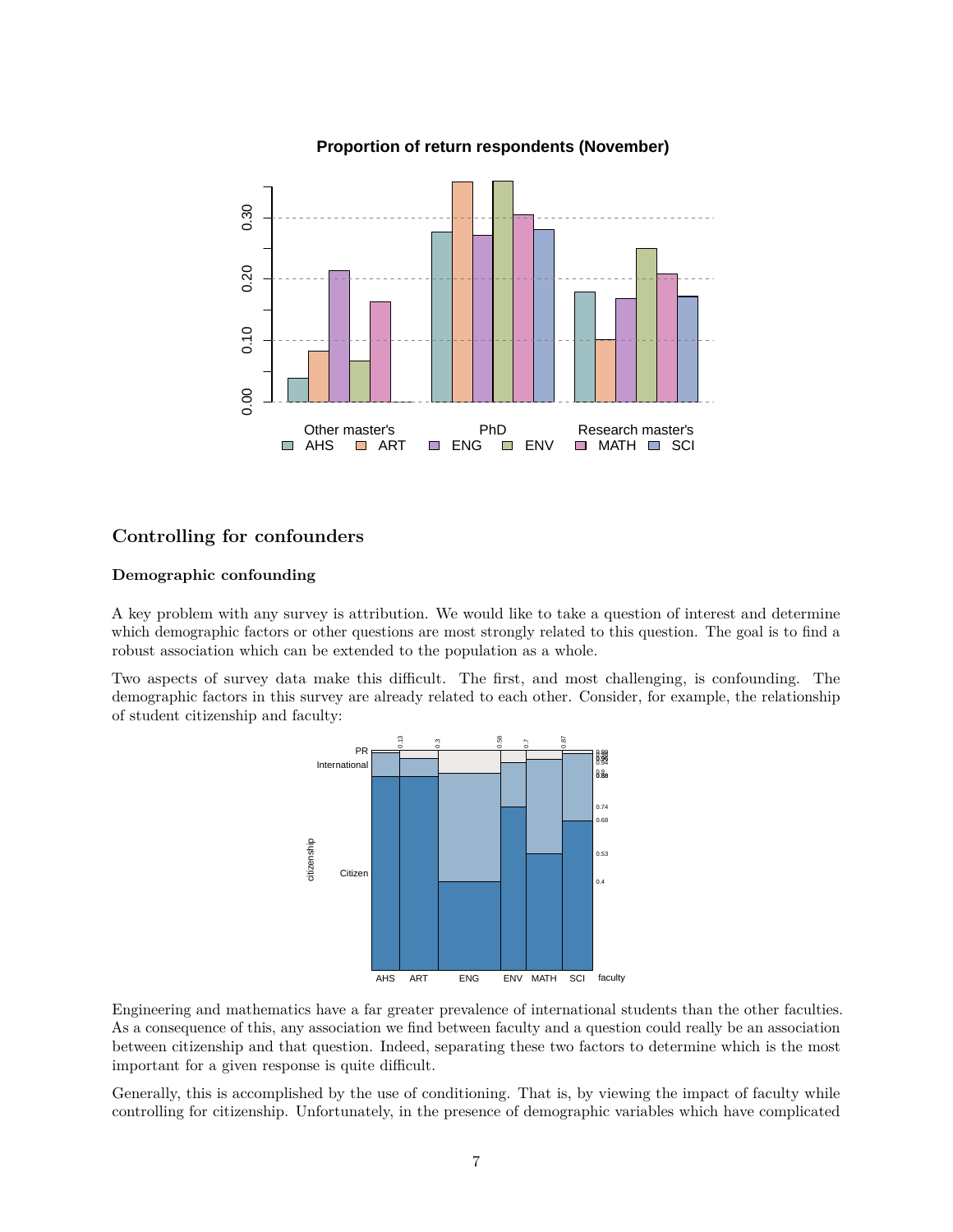## Controlling for confounders

### Demographic confounding

A key problem with any survey is attribution. We would like to take a question of interest and determine which demographic factors or other questions are most strongly related to this question. The goal is to find a robust association which can be extended to the population as a whole.

Two aspects of survey data make this difficult. The first, and most challenging, is confounding. The demographic factors in this survey are already related to each other. Consider, for example, the relationship of student citizenship and faculty:

Engineering and mathematics have a far greater prevalence of international students than the other faculties. As a consequence of this, any association we find between faculty and a question could really be an association between citizenship and that question. Indeed, separating these two factors to determine which is the most important for a given response is quite difficult.

Generally, this is accomplished by the use of conditioning. That is, by viewing the impact of faculty while controlling for citizenship. Unfortunately, in the presence of demographic variables which have complicated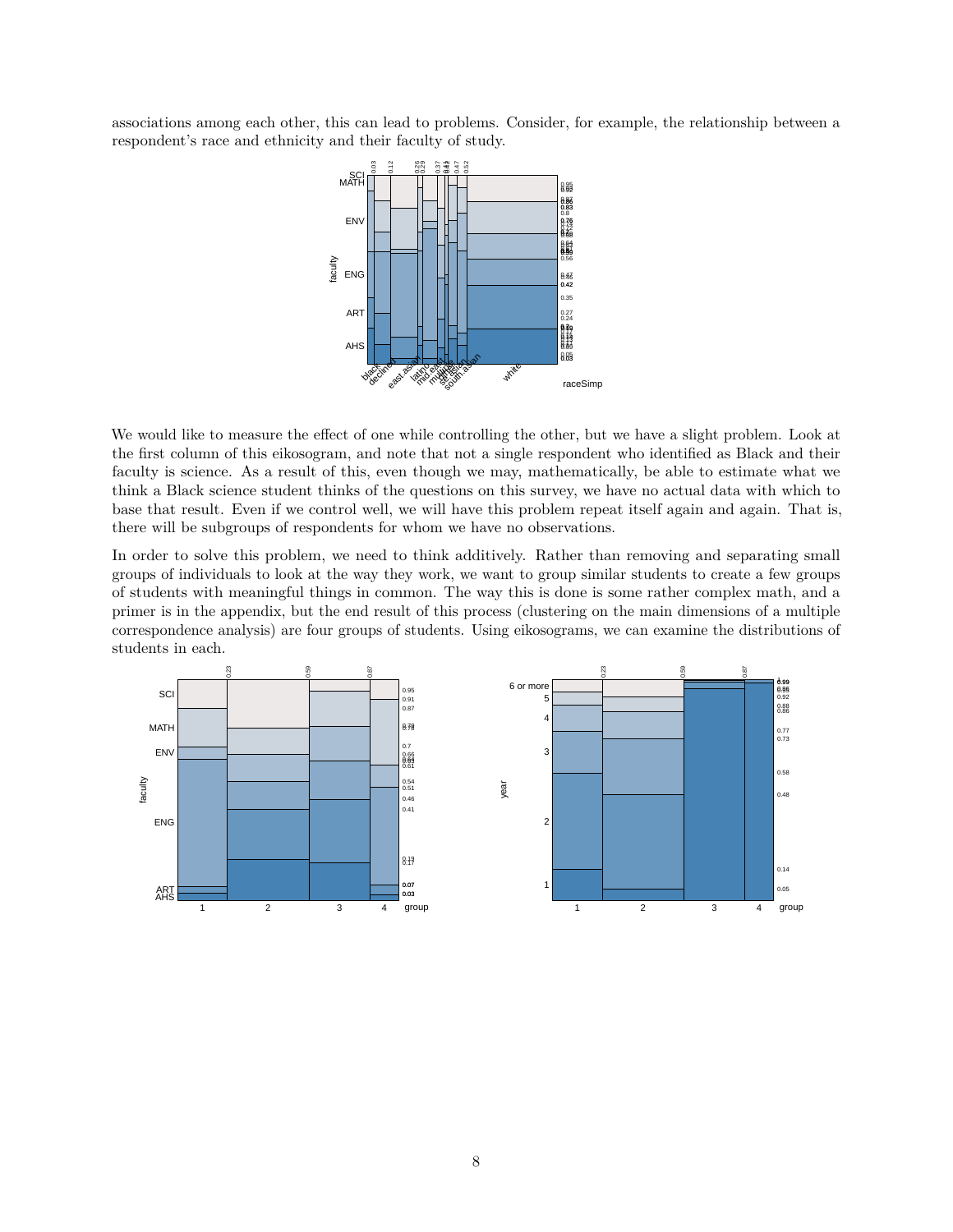associations among each other, this can lead to problems. Consider, for example, the relationship between a respondent's race and ethnicity and their faculty of study.

We would like to measure the effect of one while controlling the other, but we have a slight problem. Look at the first column of this eikosogram, and note that not a single respondent who identified as Black and their faculty is science. As a result of this, even though we may, mathematically, be able to estimate what we think a Black science student thinks of the questions on this survey, we have no actual data with which to base that result. Even if we control well, we will have this problem repeat itself again and again. That is, there will be subgroups of respondents for whom we have no observations.

In order to solve this problem, we need to think additively. Rather than removing and separating small groups of individuals to look at the way they work, we want to group similar students to create a few groups of students with meaningful things in common. The way this is done is some rather complex math, and a primer is in the appendix, but the end result of this process (clustering on the main dimensions of a multiple correspondence analysis) are four groups of students. Using eikosograms, we can examine the distributions of students in each.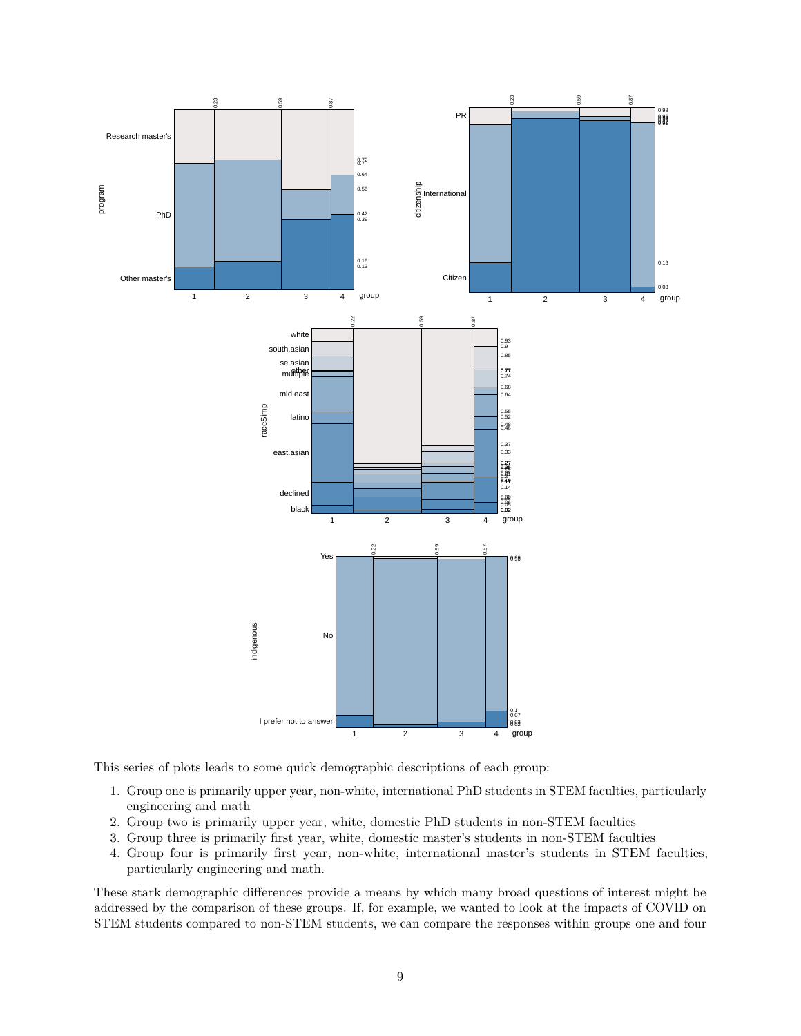This series of plots leads to some quick demographic descriptions of each group:

1. Group one is primarily upper year, non-white, international PhD students in STEM faculties, particularly engineering and math
2. Group two is primarily upper year, white, domestic PhD students in non-STEM faculties
3. Group three is primarily first year, white, domestic master's students in non-STEM faculties
4. Group four is primarily first year, non-white, international master's students in STEM faculties, particularly engineering and math.

These stark demographic differences provide a means by which many broad questions of interest might be addressed by the comparison of these groups. If, for example, we wanted to look at the impacts of COVID on STEM students compared to non-STEM students, we can compare the responses within groups one and four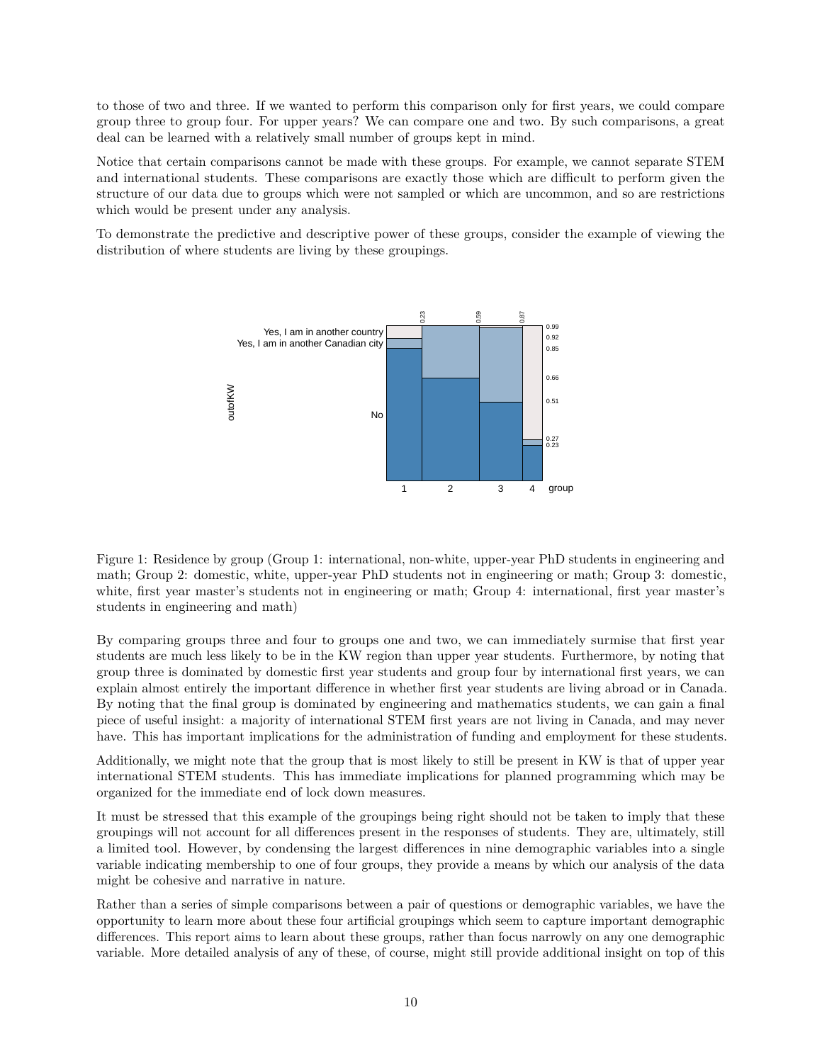to those of two and three. If we wanted to perform this comparison only for first years, we could compare group three to group four. For upper years? We can compare one and two. By such comparisons, a great deal can be learned with a relatively small number of groups kept in mind.

Notice that certain comparisons cannot be made with these groups. For example, we cannot separate STEM and international students. These comparisons are exactly those which are difficult to perform given the structure of our data due to groups which were not sampled or which are uncommon, and so are restrictions which would be present under any analysis.

To demonstrate the predictive and descriptive power of these groups, consider the example of viewing the distribution of where students are living by these groupings.

Figure 1: Residence by group (Group 1: international, non-white, upper-year PhD students in engineering and math; Group 2: domestic, white, upper-year PhD students not in engineering or math; Group 3: domestic, white, first year master's students not in engineering or math; Group 4: international, first year master's students in engineering and math)

By comparing groups three and four to groups one and two, we can immediately surmise that first year students are much less likely to be in the KW region than upper year students. Furthermore, by noting that group three is dominated by domestic first year students and group four by international first years, we can explain almost entirely the important difference in whether first year students are living abroad or in Canada. By noting that the final group is dominated by engineering and mathematics students, we can gain a final piece of useful insight: a majority of international STEM first years are not living in Canada, and may never have. This has important implications for the administration of funding and employment for these students.

Additionally, we might note that the group that is most likely to still be present in KW is that of upper year international STEM students. This has immediate implications for planned programming which may be organized for the immediate end of lock down measures.

It must be stressed that this example of the groupings being right should not be taken to imply that these groupings will not account for all differences present in the responses of students. They are, ultimately, still a limited tool. However, by condensing the largest differences in nine demographic variables into a single variable indicating membership to one of four groups, they provide a means by which our analysis of the data might be cohesive and narrative in nature.

Rather than a series of simple comparisons between a pair of questions or demographic variables, we have the opportunity to learn more about these four artificial groupings which seem to capture important demographic differences. This report aims to learn about these groups, rather than focus narrowly on any one demographic variable. More detailed analysis of any of these, of course, might still provide additional insight on top of this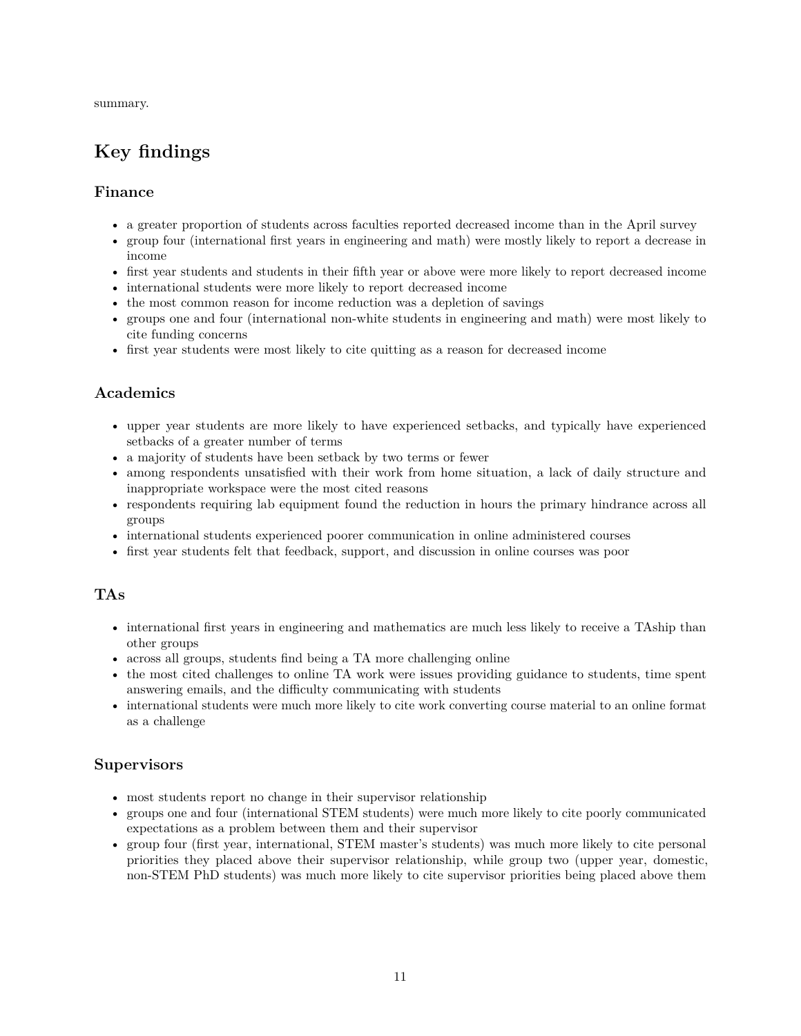summary.

## Key findings

### Finance

- a greater proportion of students across faculties reported decreased income than in the April survey
- group four (international first years in engineering and math) were mostly likely to report a decrease in income
- first year students and students in their fifth year or above were more likely to report decreased income
- international students were more likely to report decreased income
- the most common reason for income reduction was a depletion of savings
- groups one and four (international non-white students in engineering and math) were most likely to cite funding concerns
- first year students were most likely to cite quitting as a reason for decreased income

### Academics

- upper year students are more likely to have experienced setbacks, and typically have experienced setbacks of a greater number of terms
- a majority of students have been setback by two terms or fewer
- among respondents unsatisfied with their work from home situation, a lack of daily structure and inappropriate workspace were the most cited reasons
- respondents requiring lab equipment found the reduction in hours the primary hindrance across all groups
- international students experienced poorer communication in online administered courses
- first year students felt that feedback, support, and discussion in online courses was poor

### TAs

- international first years in engineering and mathematics are much less likely to receive a TAship than other groups
- across all groups, students find being a TA more challenging online
- the most cited challenges to online TA work were issues providing guidance to students, time spent answering emails, and the difficulty communicating with students
- international students were much more likely to cite work converting course material to an online format as a challenge

### Supervisors

- most students report no change in their supervisor relationship
- groups one and four (international STEM students) were much more likely to cite poorly communicated expectations as a problem between them and their supervisor
- group four (first year, international, STEM master's students) was much more likely to cite personal priorities they placed above their supervisor relationship, while group two (upper year, domestic, non-STEM PhD students) was much more likely to cite supervisor priorities being placed above them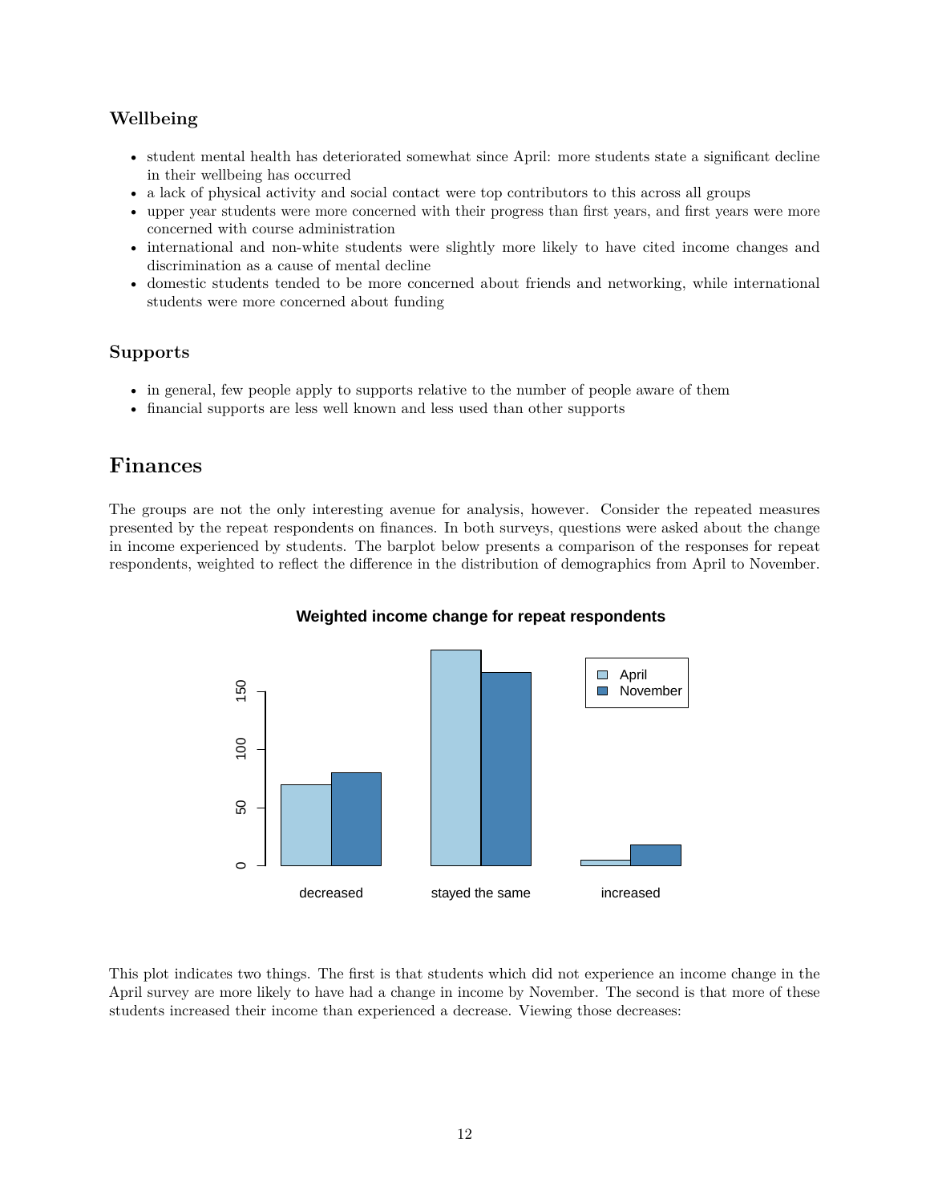### Wellbeing

- student mental health has deteriorated somewhat since April: more students state a significant decline in their wellbeing has occurred
- a lack of physical activity and social contact were top contributors to this across all groups
- upper year students were more concerned with their progress than first years, and first years were more concerned with course administration
- international and non-white students were slightly more likely to have cited income changes and discrimination as a cause of mental decline
- domestic students tended to be more concerned about friends and networking, while international students were more concerned about funding

### Supports

- in general, few people apply to supports relative to the number of people aware of them
- financial supports are less well known and less used than other supports

## Finances

The groups are not the only interesting avenue for analysis, however. Consider the repeated measures presented by the repeat respondents on finances. In both surveys, questions were asked about the change in income experienced by students. The barplot below presents a comparison of the responses for repeat respondents, weighted to reflect the difference in the distribution of demographics from April to November.

This plot indicates two things. The first is that students which did not experience an income change in the April survey are more likely to have had a change in income by November. The second is that more of these students increased their income than experienced a decrease. Viewing those decreases: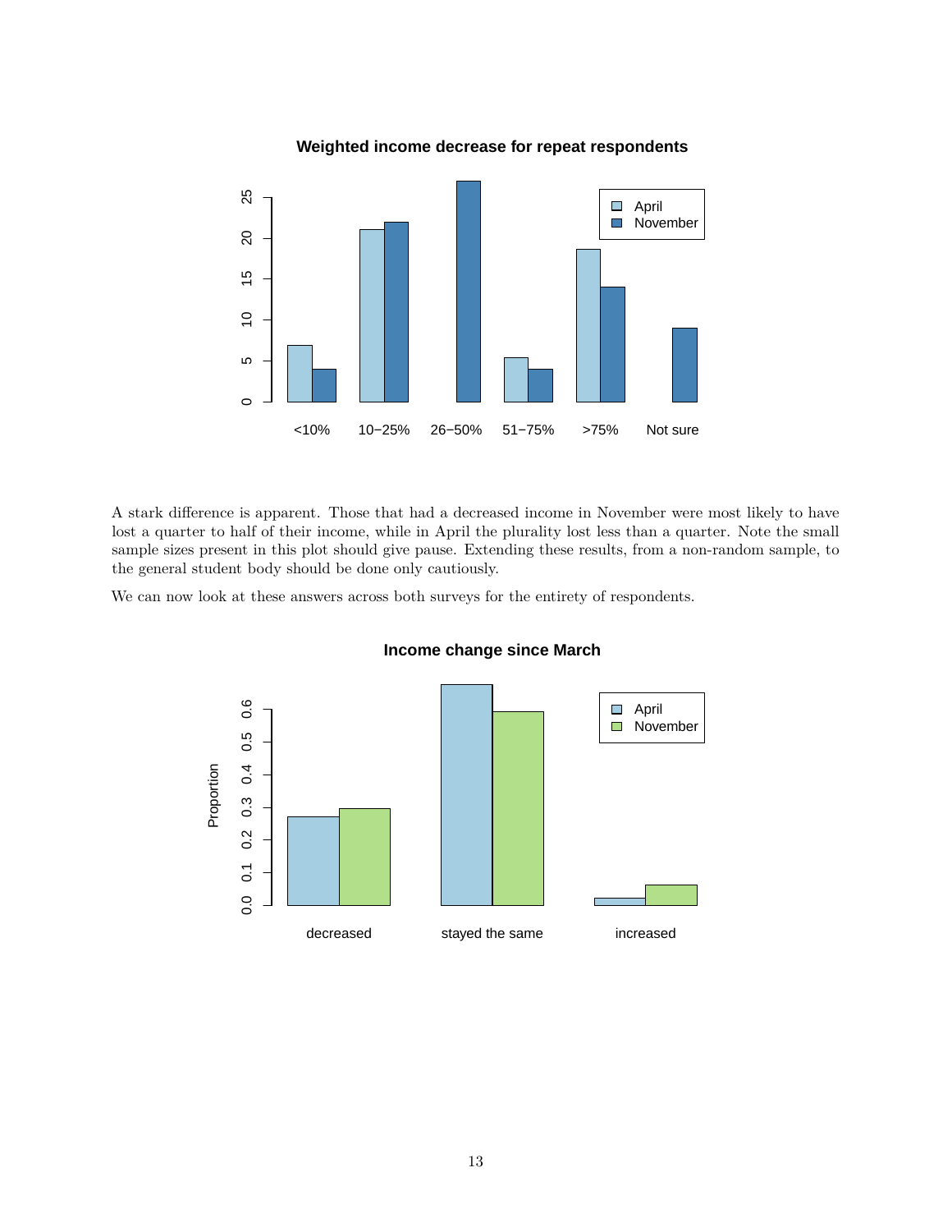A stark difference is apparent. Those that had a decreased income in November were most likely to have lost a quarter to half of their income, while in April the plurality lost less than a quarter. Note the small sample sizes present in this plot should give pause. Extending these results, from a non-random sample, to the general student body should be done only cautiously.

We can now look at these answers across both surveys for the entirety of respondents.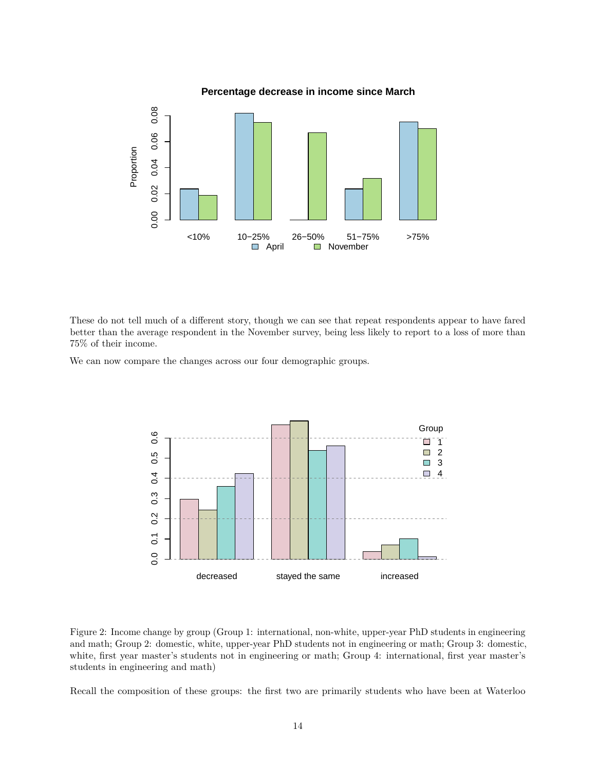These do not tell much of a different story, though we can see that repeat respondents appear to have fared better than the average respondent in the November survey, being less likely to report to a loss of more than 75% of their income.

We can now compare the changes across our four demographic groups.

Figure 2: Income change by group (Group 1: international, non-white, upper-year PhD students in engineering and math; Group 2: domestic, white, upper-year PhD students not in engineering or math; Group 3: domestic, white, first year master's students not in engineering or math; Group 4: international, first year master's students in engineering and math)

Recall the composition of these groups: the first two are primarily students who have been at Waterloo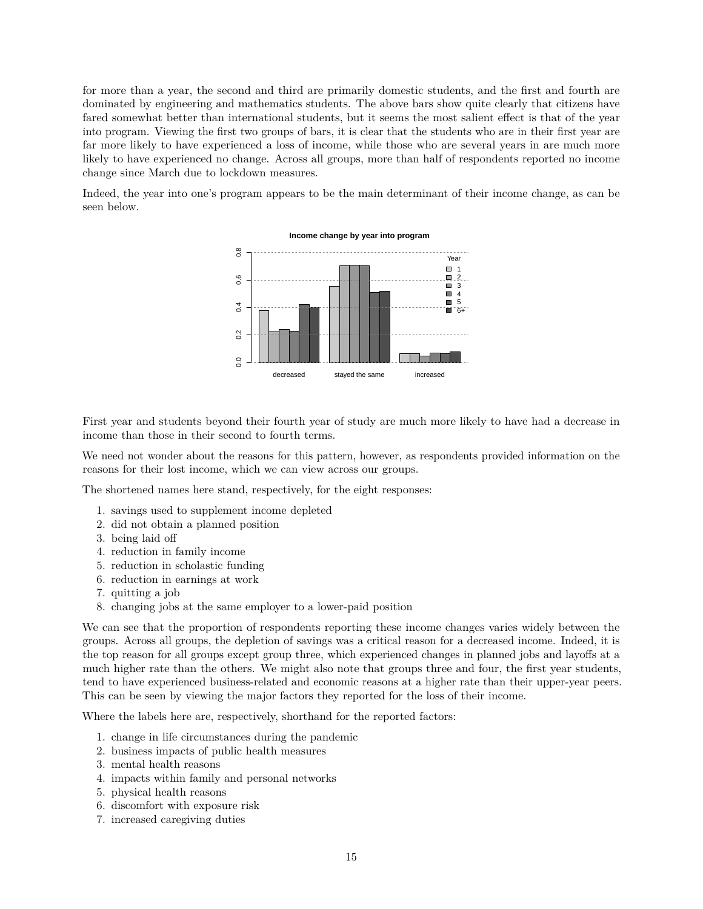for more than a year, the second and third are primarily domestic students, and the first and fourth are dominated by engineering and mathematics students. The above bars show quite clearly that citizens have fared somewhat better than international students, but it seems the most salient effect is that of the year into program. Viewing the first two groups of bars, it is clear that the students who are in their first year are far more likely to have experienced a loss of income, while those who are several years in are much more likely to have experienced no change. Across all groups, more than half of respondents reported no income change since March due to lockdown measures.

Indeed, the year into one's program appears to be the main determinant of their income change, as can be seen below.

First year and students beyond their fourth year of study are much more likely to have had a decrease in income than those in their second to fourth terms.

We need not wonder about the reasons for this pattern, however, as respondents provided information on the reasons for their lost income, which we can view across our groups.

The shortened names here stand, respectively, for the eight responses:

1. savings used to supplement income depleted
2. did not obtain a planned position
3. being laid off
4. reduction in family income
5. reduction in scholastic funding
6. reduction in earnings at work
7. quitting a job
8. changing jobs at the same employer to a lower-paid position

We can see that the proportion of respondents reporting these income changes varies widely between the groups. Across all groups, the depletion of savings was a critical reason for a decreased income. Indeed, it is the top reason for all groups except group three, which experienced changes in planned jobs and layoffs at a much higher rate than the others. We might also note that groups three and four, the first year students, tend to have experienced business-related and economic reasons at a higher rate than their upper-year peers. This can be seen by viewing the major factors they reported for the loss of their income.

Where the labels here are, respectively, shorthand for the reported factors:

1. change in life circumstances during the pandemic
2. business impacts of public health measures
3. mental health reasons
4. impacts within family and personal networks
5. physical health reasons
6. discomfort with exposure risk
7. increased caregiving duties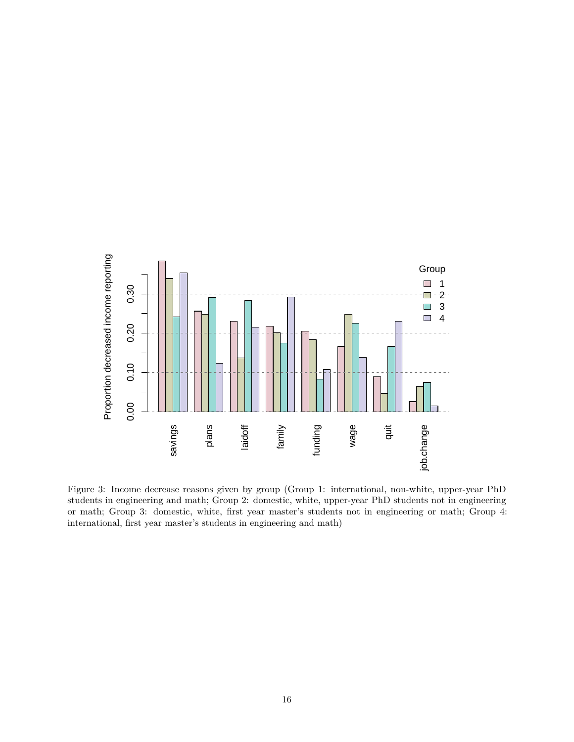Figure 3: Income decrease reasons given by group (Group 1: international, non-white, upper-year PhD students in engineering and math; Group 2: domestic, white, upper-year PhD students not in engineering or math; Group 3: domestic, white, first year master's students not in engineering or math; Group 4: international, first year master's students in engineering and math)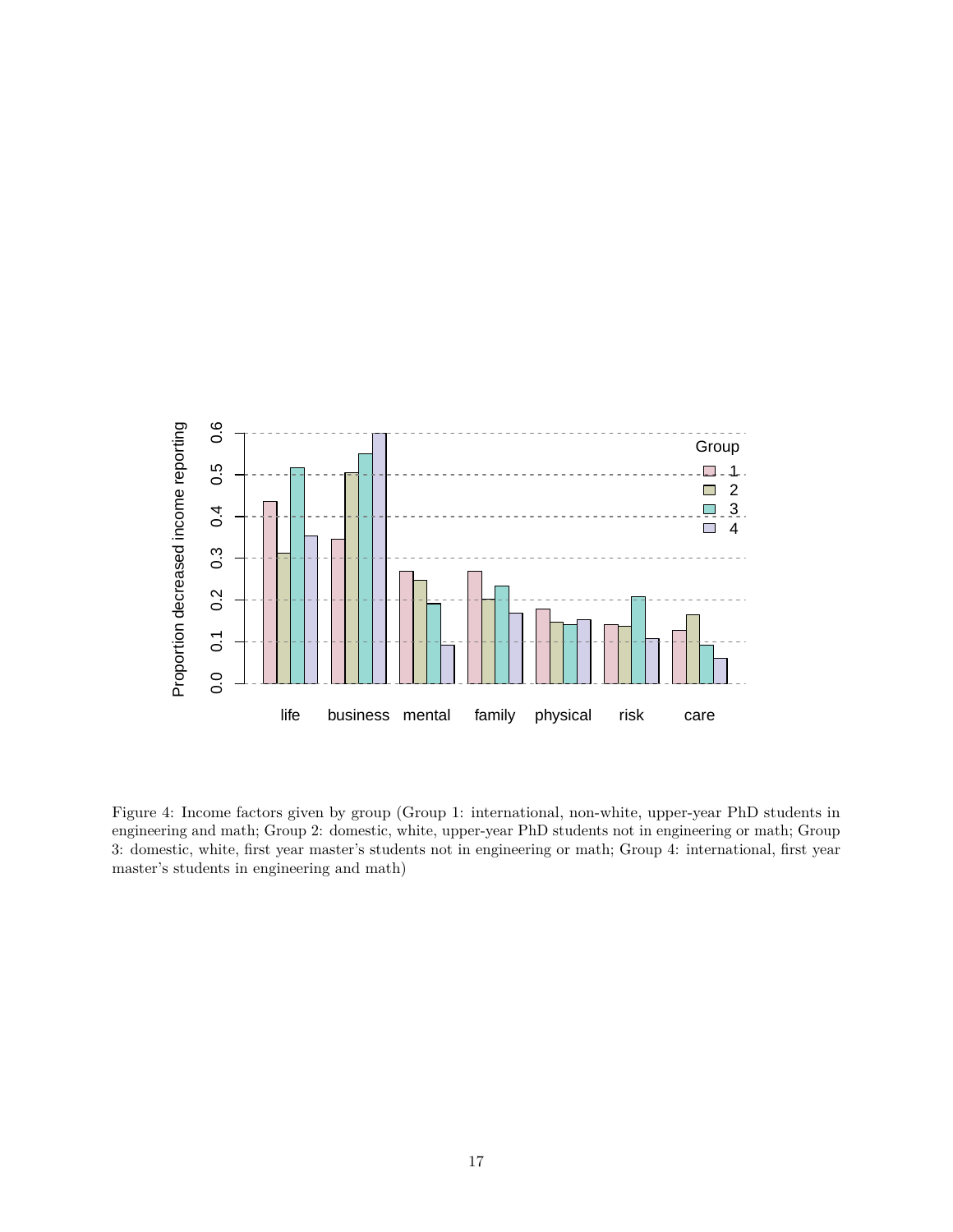Figure 4: Income factors given by group (Group 1: international, non-white, upper-year PhD students in engineering and math; Group 2: domestic, white, upper-year PhD students not in engineering or math; Group 3: domestic, white, first year master's students not in engineering or math; Group 4: international, first year master's students in engineering and math)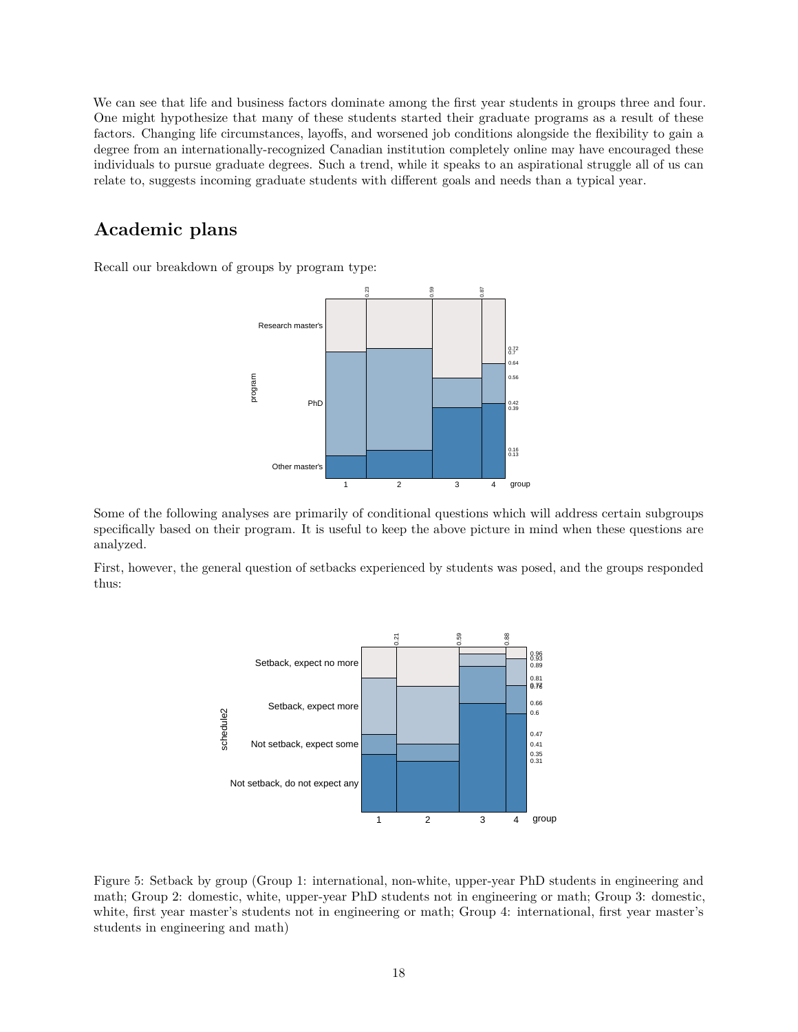We can see that life and business factors dominate among the first year students in groups three and four. One might hypothesize that many of these students started their graduate programs as a result of these factors. Changing life circumstances, layoffs, and worsened job conditions alongside the flexibility to gain a degree from an internationally-recognized Canadian institution completely online may have encouraged these individuals to pursue graduate degrees. Such a trend, while it speaks to an aspirational struggle all of us can relate to, suggests incoming graduate students with different goals and needs than a typical year.

## Academic plans

Recall our breakdown of groups by program type:

Some of the following analyses are primarily of conditional questions which will address certain subgroups specifically based on their program. It is useful to keep the above picture in mind when these questions are analyzed.

First, however, the general question of setbacks experienced by students was posed, and the groups responded thus:

Figure 5: Setback by group (Group 1: international, non-white, upper-year PhD students in engineering and math; Group 2: domestic, white, upper-year PhD students not in engineering or math; Group 3: domestic, white, first year master's students not in engineering or math; Group 4: international, first year master's students in engineering and math)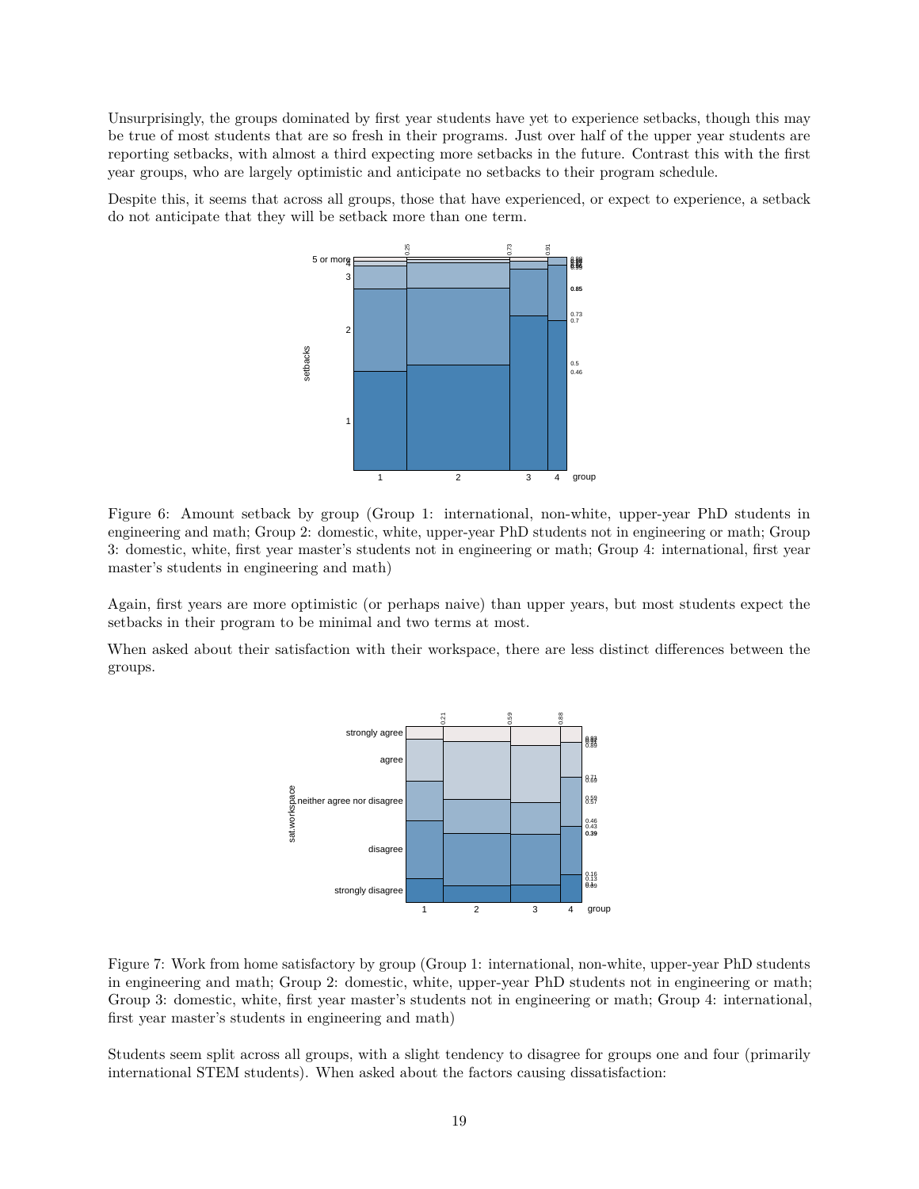Unsurprisingly, the groups dominated by first year students have yet to experience setbacks, though this may be true of most students that are so fresh in their programs. Just over half of the upper year students are reporting setbacks, with almost a third expecting more setbacks in the future. Contrast this with the first year groups, who are largely optimistic and anticipate no setbacks to their program schedule.

Despite this, it seems that across all groups, those that have experienced, or expect to experience, a setback do not anticipate that they will be setback more than one term.

Figure 6: Amount setback by group (Group 1: international, non-white, upper-year PhD students in engineering and math; Group 2: domestic, white, upper-year PhD students not in engineering or math; Group 3: domestic, white, first year master's students not in engineering or math; Group 4: international, first year master's students in engineering and math)

Again, first years are more optimistic (or perhaps naive) than upper years, but most students expect the setbacks in their program to be minimal and two terms at most.

When asked about their satisfaction with their workspace, there are less distinct differences between the groups.

Figure 7: Work from home satisfactory by group (Group 1: international, non-white, upper-year PhD students in engineering and math; Group 2: domestic, white, upper-year PhD students not in engineering or math; Group 3: domestic, white, first year master's students not in engineering or math; Group 4: international, first year master's students in engineering and math)

Students seem split across all groups, with a slight tendency to disagree for groups one and four (primarily international STEM students). When asked about the factors causing dissatisfaction: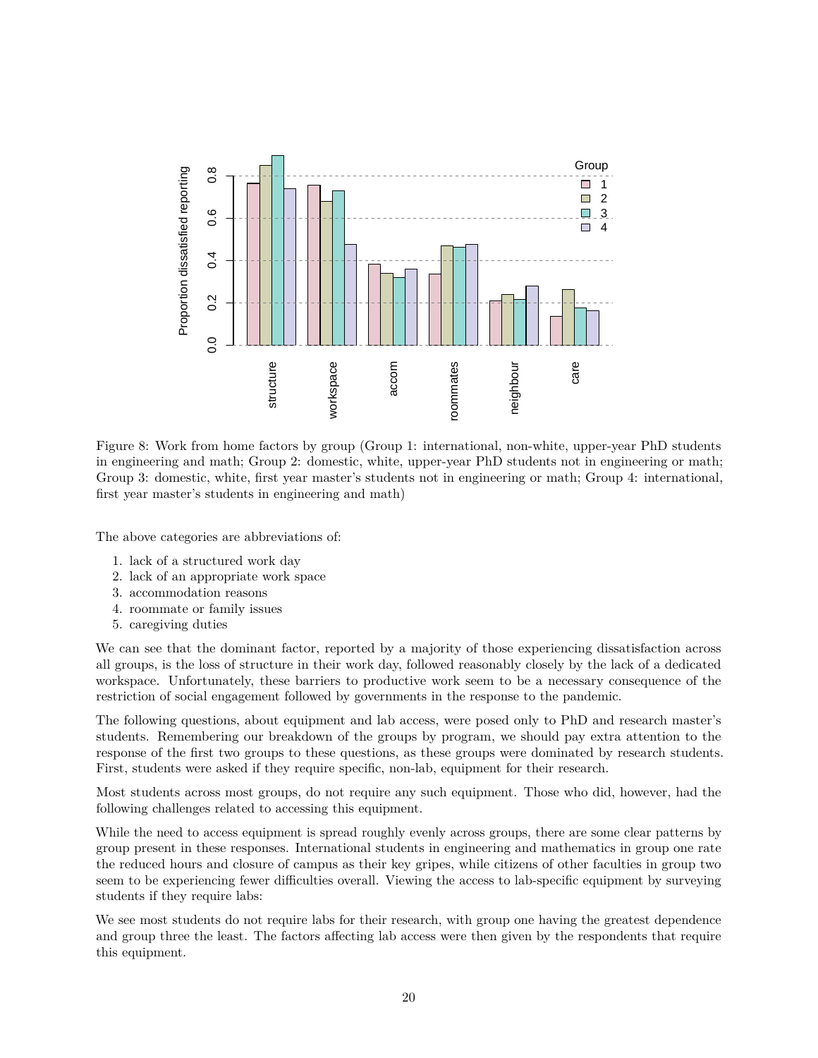Figure 8: Work from home factors by group (Group 1: international, non-white, upper-year PhD students in engineering and math; Group 2: domestic, white, upper-year PhD students not in engineering or math; Group 3: domestic, white, first year master's students not in engineering or math; Group 4: international, first year master's students in engineering and math)

The above categories are abbreviations of:

1. lack of a structured work day
2. lack of an appropriate work space
3. accommodation reasons
4. roommate or family issues
5. caregiving duties

We can see that the dominant factor, reported by a majority of those experiencing dissatisfaction across all groups, is the loss of structure in their work day, followed reasonably closely by the lack of a dedicated workspace. Unfortunately, these barriers to productive work seem to be a necessary consequence of the restriction of social engagement followed by governments in the response to the pandemic.

The following questions, about equipment and lab access, were posed only to PhD and research master's students. Remembering our breakdown of the groups by program, we should pay extra attention to the response of the first two groups to these questions, as these groups were dominated by research students. First, students were asked if they require specific, non-lab, equipment for their research.

Most students across most groups, do not require any such equipment. Those who did, however, had the following challenges related to accessing this equipment.

While the need to access equipment is spread roughly evenly across groups, there are some clear patterns by group present in these responses. International students in engineering and mathematics in group one rate the reduced hours and closure of campus as their key gripes, while citizens of other faculties in group two seem to be experiencing fewer difficulties overall. Viewing the access to lab-specific equipment by surveying students if they require labs:

We see most students do not require labs for their research, with group one having the greatest dependence and group three the least. The factors affecting lab access were then given by the respondents that require this equipment.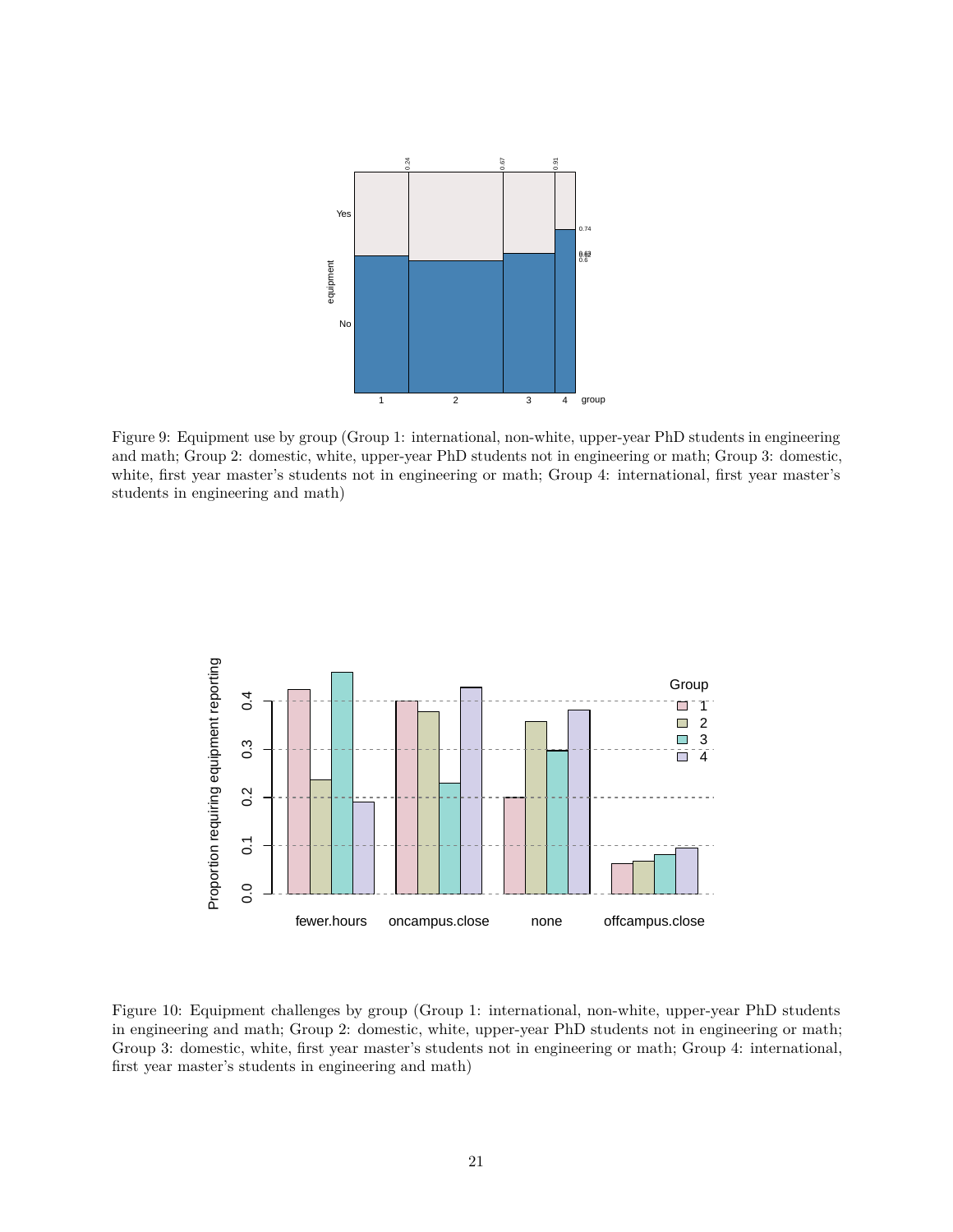Figure 9: Equipment use by group (Group 1: international, non-white, upper-year PhD students in engineering and math; Group 2: domestic, white, upper-year PhD students not in engineering or math; Group 3: domestic, white, first year master's students not in engineering or math; Group 4: international, first year master's students in engineering and math)

Figure 10: Equipment challenges by group (Group 1: international, non-white, upper-year PhD students in engineering and math; Group 2: domestic, white, upper-year PhD students not in engineering or math; Group 3: domestic, white, first year master's students not in engineering or math; Group 4: international, first year master's students in engineering and math)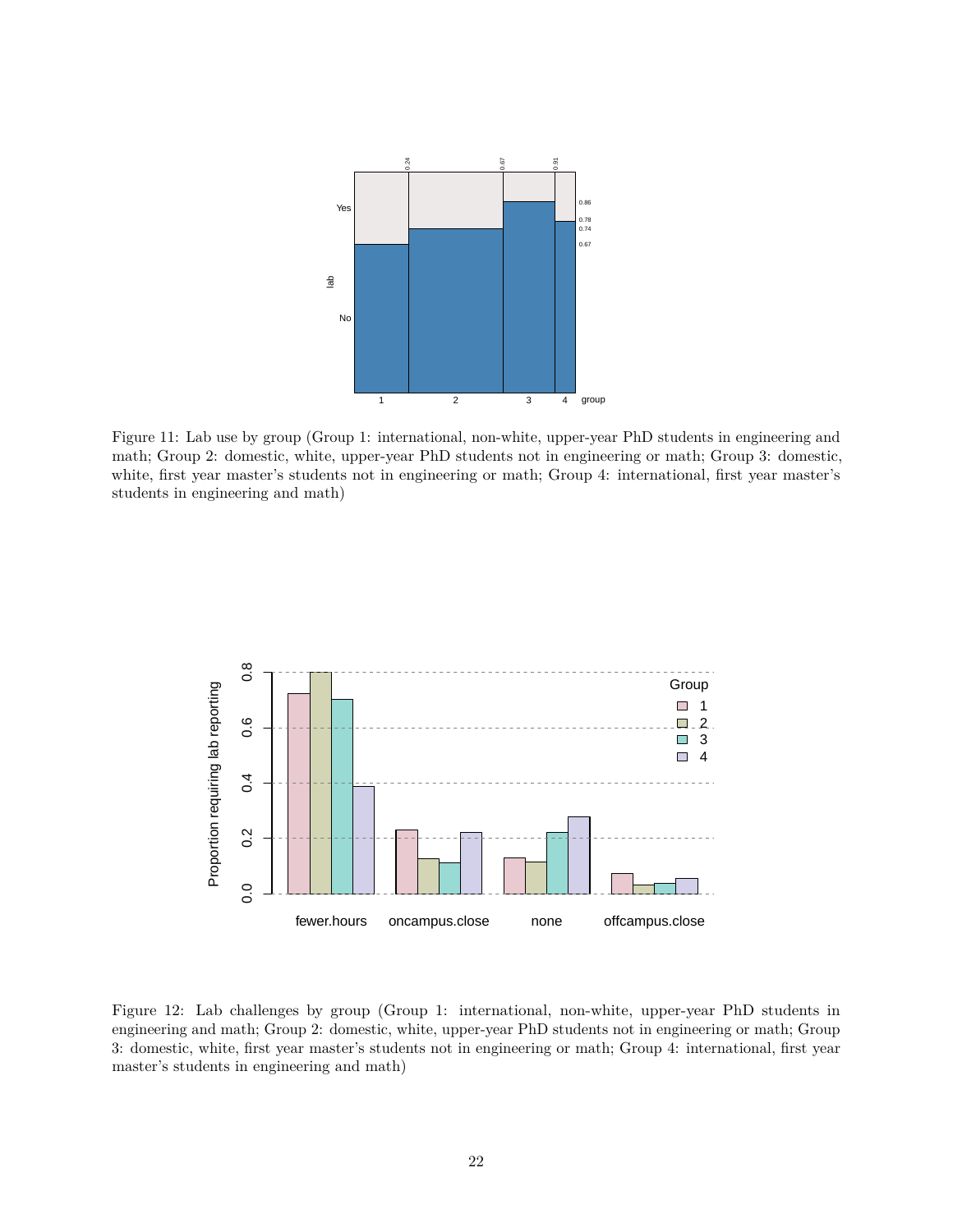Figure 11: Lab use by group (Group 1: international, non-white, upper-year PhD students in engineering and math; Group 2: domestic, white, upper-year PhD students not in engineering or math; Group 3: domestic, white, first year master's students not in engineering or math; Group 4: international, first year master's students in engineering and math)

Figure 12: Lab challenges by group (Group 1: international, non-white, upper-year PhD students in engineering and math; Group 2: domestic, white, upper-year PhD students not in engineering or math; Group 3: domestic, white, first year master's students not in engineering or math; Group 4: international, first year master's students in engineering and math)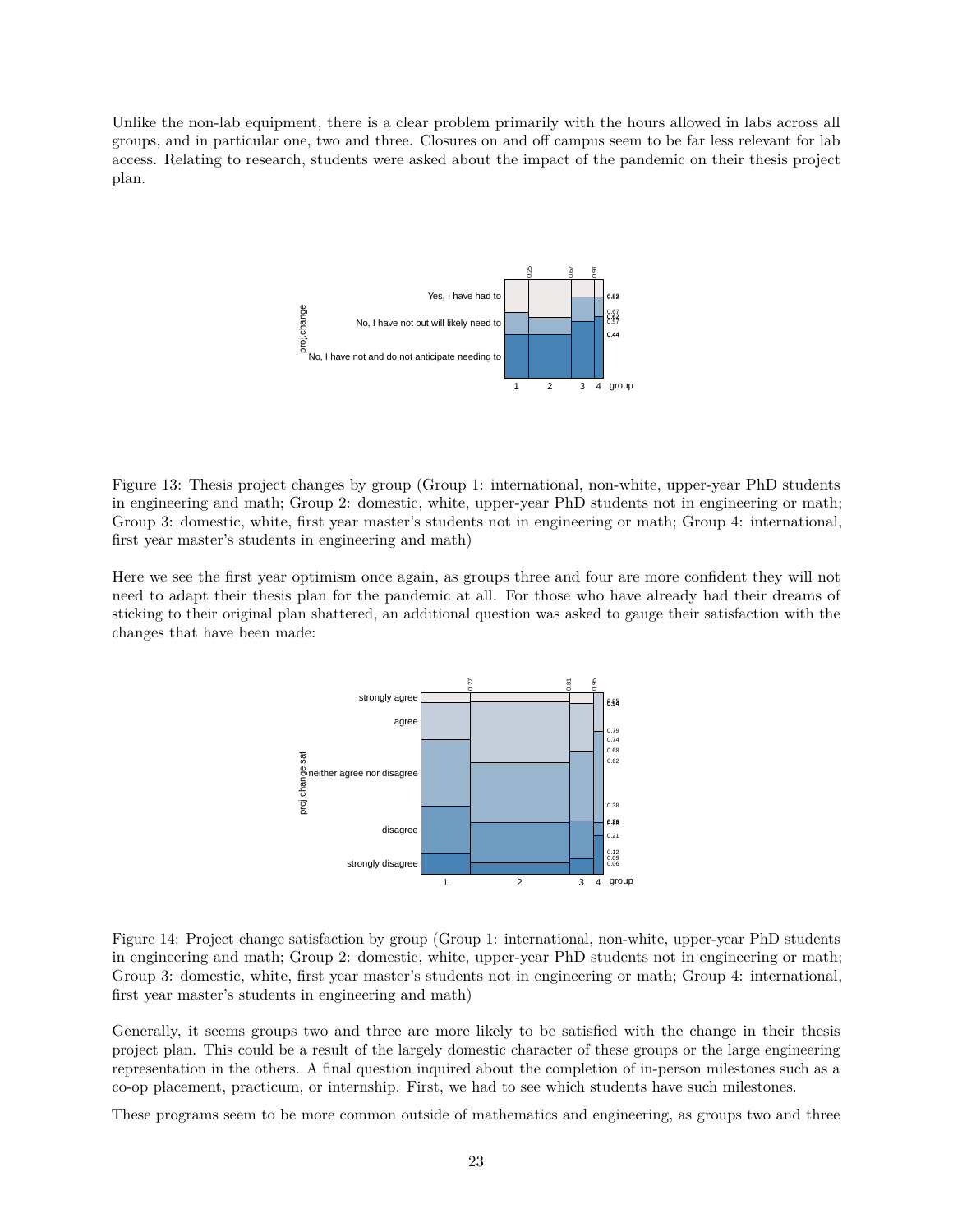Unlike the non-lab equipment, there is a clear problem primarily with the hours allowed in labs across all groups, and in particular one, two and three. Closures on and off campus seem to be far less relevant for lab access. Relating to research, students were asked about the impact of the pandemic on their thesis project plan.

Figure 13: Thesis project changes by group (Group 1: international, non-white, upper-year PhD students in engineering and math; Group 2: domestic, white, upper-year PhD students not in engineering or math; Group 3: domestic, white, first year master's students not in engineering or math; Group 4: international, first year master's students in engineering and math)

Here we see the first year optimism once again, as groups three and four are more confident they will not need to adapt their thesis plan for the pandemic at all. For those who have already had their dreams of sticking to their original plan shattered, an additional question was asked to gauge their satisfaction with the changes that have been made:

Figure 14: Project change satisfaction by group (Group 1: international, non-white, upper-year PhD students in engineering and math; Group 2: domestic, white, upper-year PhD students not in engineering or math; Group 3: domestic, white, first year master's students not in engineering or math; Group 4: international, first year master's students in engineering and math)

Generally, it seems groups two and three are more likely to be satisfied with the change in their thesis project plan. This could be a result of the largely domestic character of these groups or the large engineering representation in the others. A final question inquired about the completion of in-person milestones such as a co-op placement, practicum, or internship. First, we had to see which students have such milestones.

These programs seem to be more common outside of mathematics and engineering, as groups two and three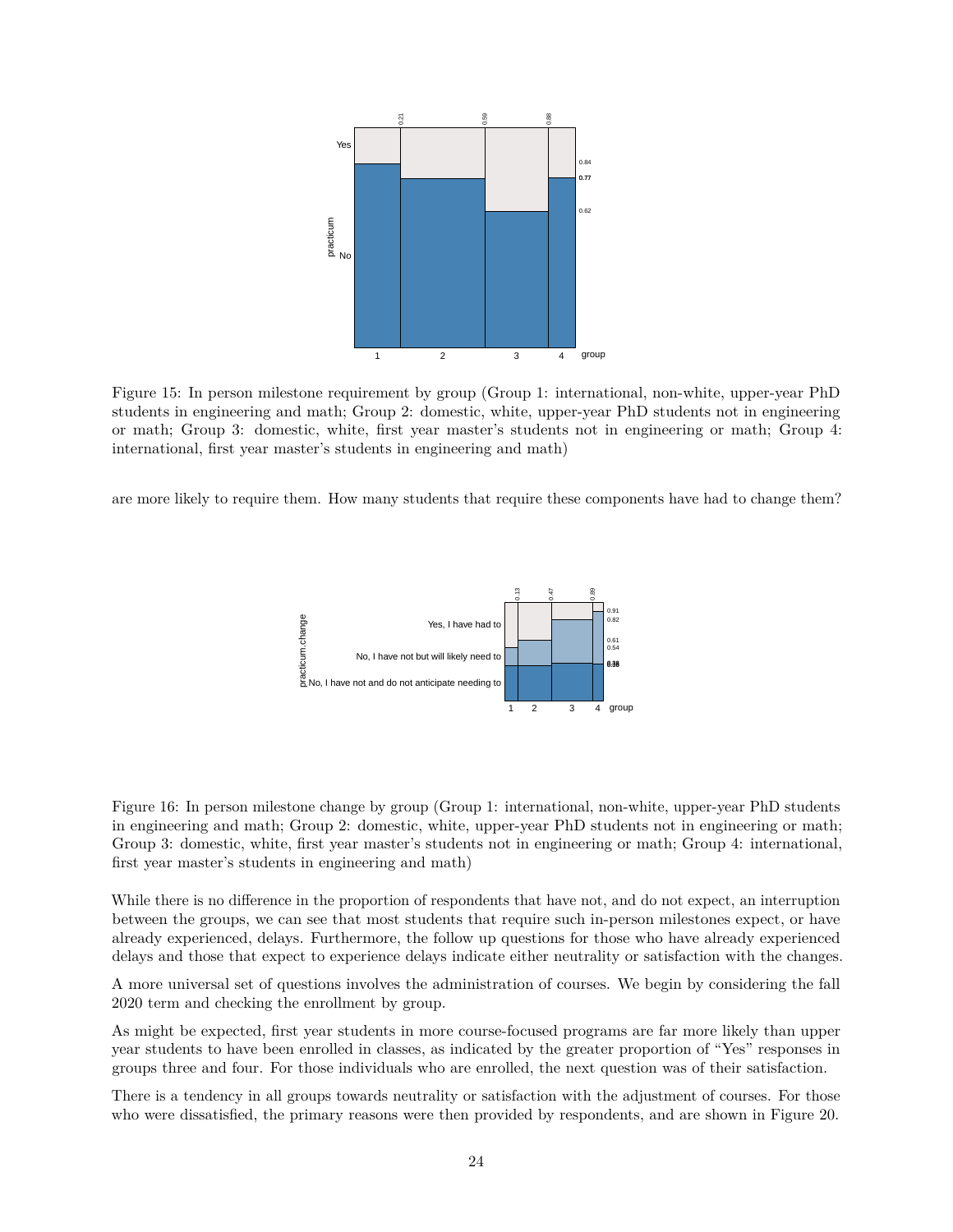Figure 15: In person milestone requirement by group (Group 1: international, non-white, upper-year PhD students in engineering and math; Group 2: domestic, white, upper-year PhD students not in engineering or math; Group 3: domestic, white, first year master's students not in engineering or math; Group 4: international, first year master's students in engineering and math)

are more likely to require them. How many students that require these components have had to change them?

Figure 16: In person milestone change by group (Group 1: international, non-white, upper-year PhD students in engineering and math; Group 2: domestic, white, upper-year PhD students not in engineering or math; Group 3: domestic, white, first year master's students not in engineering or math; Group 4: international, first year master's students in engineering and math)

While there is no difference in the proportion of respondents that have not, and do not expect, an interruption between the groups, we can see that most students that require such in-person milestones expect, or have already experienced, delays. Furthermore, the follow up questions for those who have already experienced delays and those that expect to experience delays indicate either neutrality or satisfaction with the changes.

A more universal set of questions involves the administration of courses. We begin by considering the fall 2020 term and checking the enrollment by group.

As might be expected, first year students in more course-focused programs are far more likely than upper year students to have been enrolled in classes, as indicated by the greater proportion of "Yes" responses in groups three and four. For those individuals who are enrolled, the next question was of their satisfaction.

There is a tendency in all groups towards neutrality or satisfaction with the adjustment of courses. For those who were dissatisfied, the primary reasons were then provided by respondents, and are shown in Figure 20.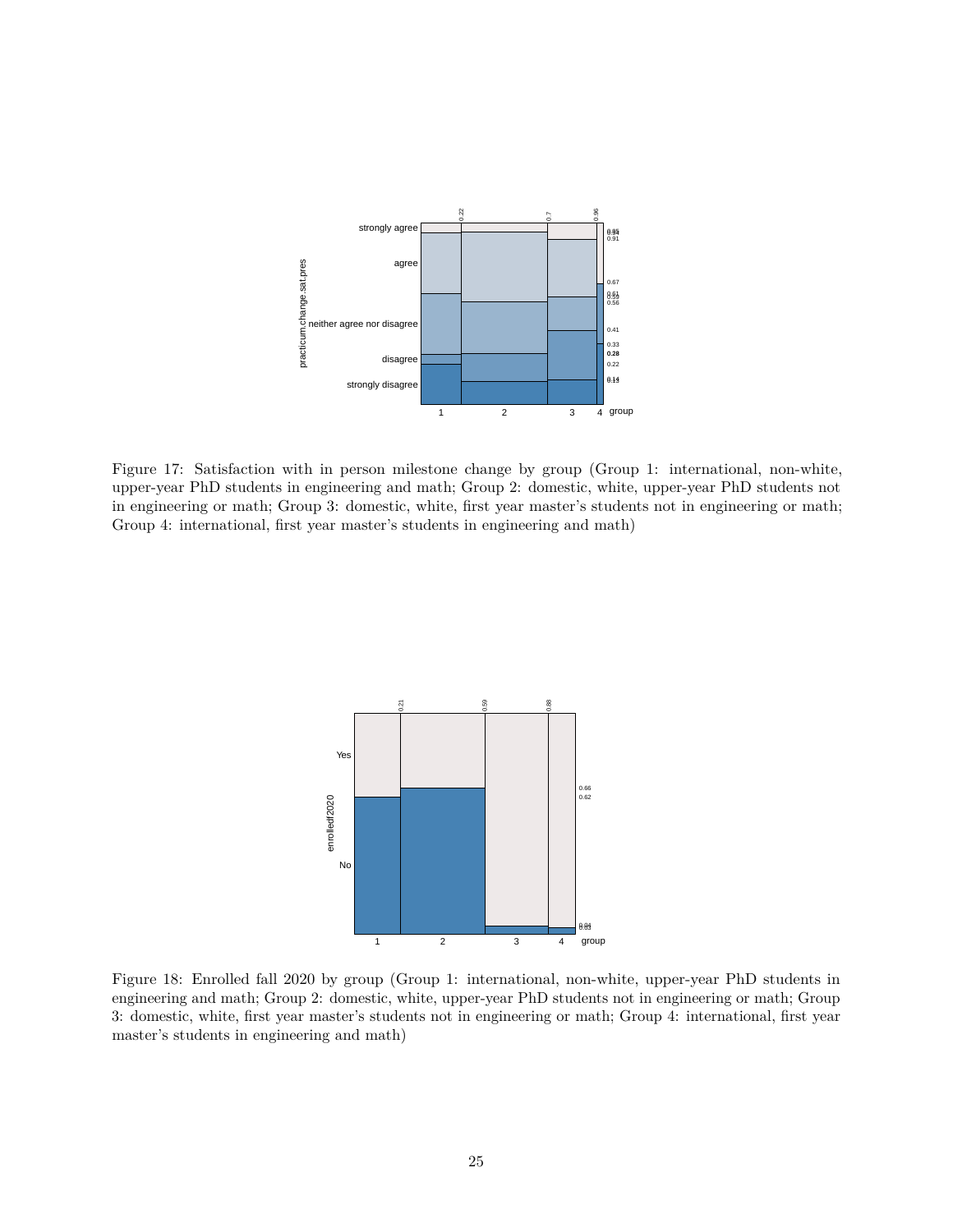Figure 17: Satisfaction with in person milestone change by group (Group 1: international, non-white, upper-year PhD students in engineering and math; Group 2: domestic, white, upper-year PhD students not in engineering or math; Group 3: domestic, white, first year master's students not in engineering or math; Group 4: international, first year master's students in engineering and math)

Figure 18: Enrolled fall 2020 by group (Group 1: international, non-white, upper-year PhD students in engineering and math; Group 2: domestic, white, upper-year PhD students not in engineering or math; Group 3: domestic, white, first year master's students not in engineering or math; Group 4: international, first year master's students in engineering and math)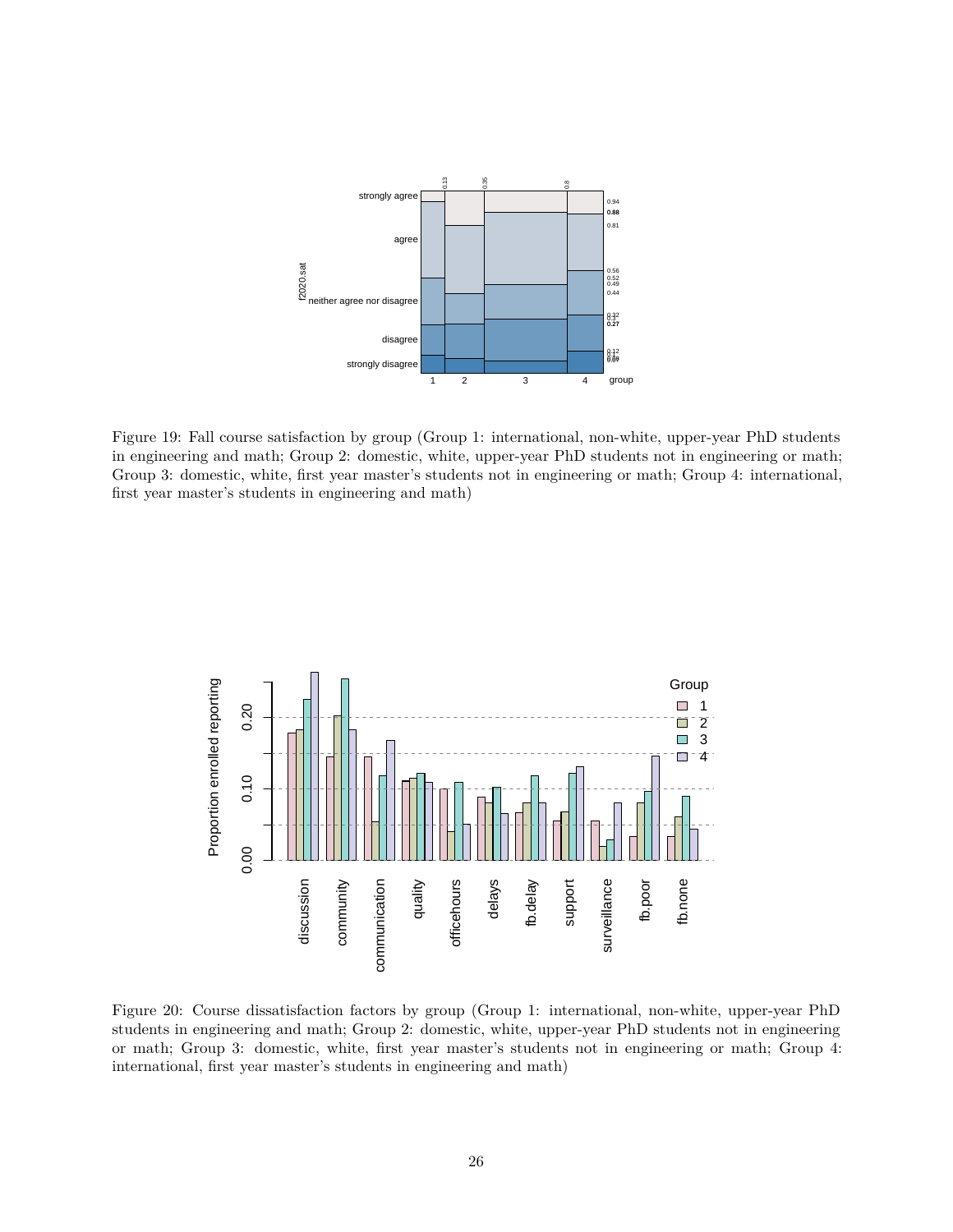Figure 19: Fall course satisfaction by group (Group 1: international, non-white, upper-year PhD students in engineering and math; Group 2: domestic, white, upper-year PhD students not in engineering or math; Group 3: domestic, white, first year master's students not in engineering or math; Group 4: international, first year master's students in engineering and math)

Figure 20: Course dissatisfaction factors by group (Group 1: international, non-white, upper-year PhD students in engineering and math; Group 2: domestic, white, upper-year PhD students not in engineering or math; Group 3: domestic, white, first year master's students not in engineering or math; Group 4: international, first year master's students in engineering and math)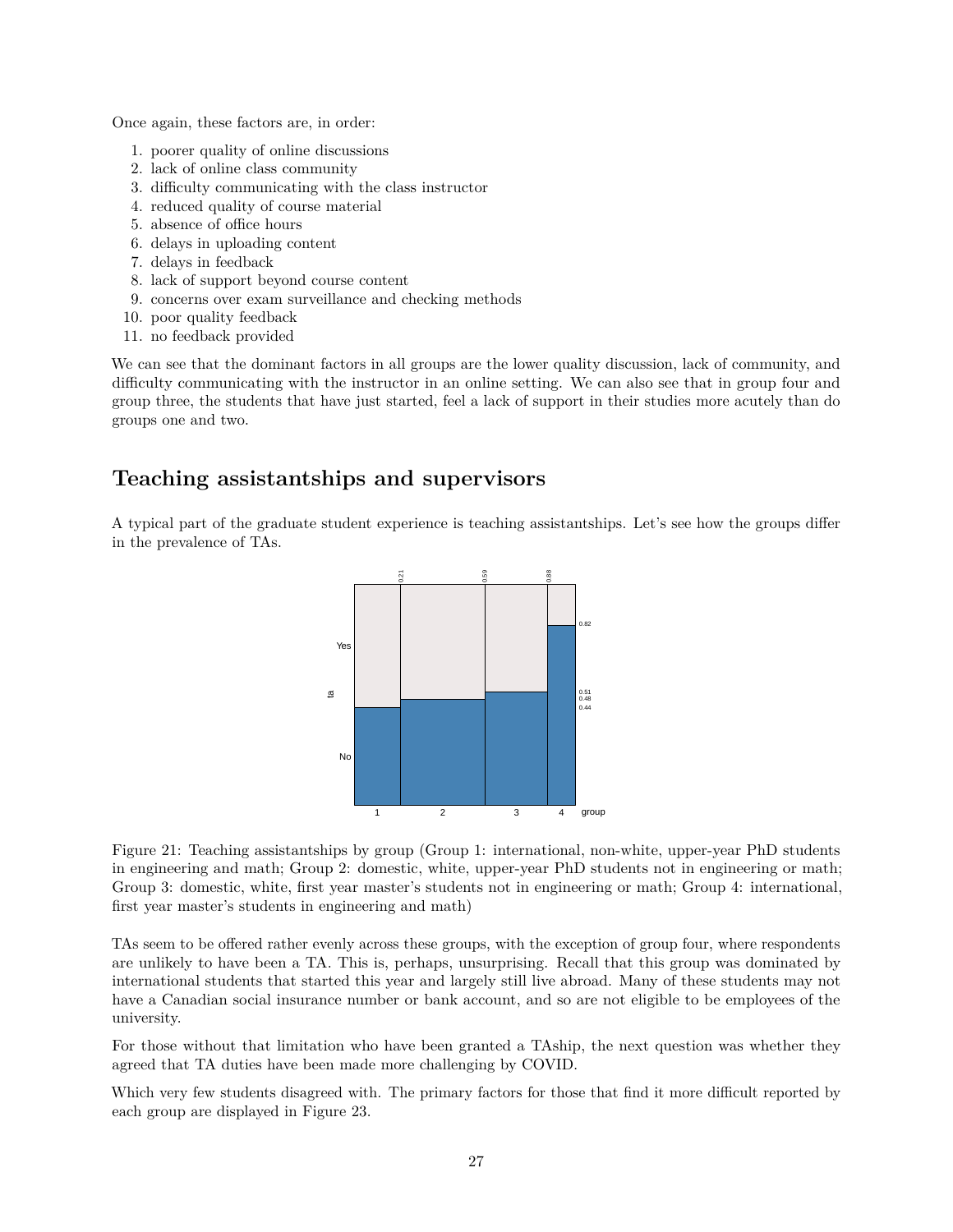Once again, these factors are, in order:

1. poorer quality of online discussions
2. lack of online class community
3. difficulty communicating with the class instructor
4. reduced quality of course material
5. absence of office hours
6. delays in uploading content
7. delays in feedback
8. lack of support beyond course content
9. concerns over exam surveillance and checking methods
10. poor quality feedback
11. no feedback provided

We can see that the dominant factors in all groups are the lower quality discussion, lack of community, and difficulty communicating with the instructor in an online setting. We can also see that in group four and group three, the students that have just started, feel a lack of support in their studies more acutely than do groups one and two.

## Teaching assistantships and supervisors

A typical part of the graduate student experience is teaching assistantships. Let's see how the groups differ in the prevalence of TAs.

Figure 21: Teaching assistantships by group (Group 1: international, non-white, upper-year PhD students in engineering and math; Group 2: domestic, white, upper-year PhD students not in engineering or math; Group 3: domestic, white, first year master's students not in engineering or math; Group 4: international, first year master's students in engineering and math)

TAs seem to be offered rather evenly across these groups, with the exception of group four, where respondents are unlikely to have been a TA. This is, perhaps, unsurprising. Recall that this group was dominated by international students that started this year and largely still live abroad. Many of these students may not have a Canadian social insurance number or bank account, and so are not eligible to be employees of the university.

For those without that limitation who have been granted a TAship, the next question was whether they agreed that TA duties have been made more challenging by COVID.

Which very few students disagreed with. The primary factors for those that find it more difficult reported by each group are displayed in Figure 23.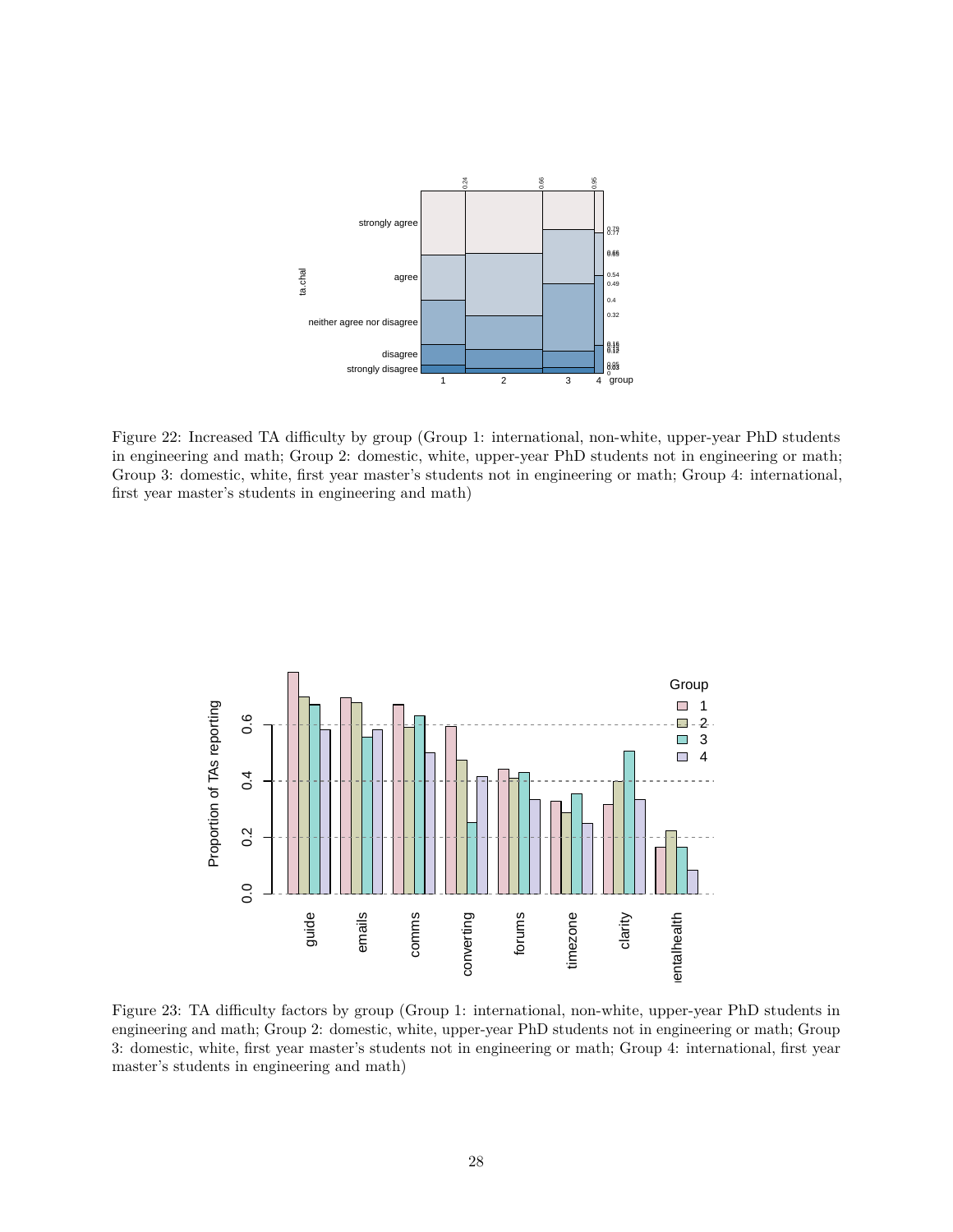Figure 22: Increased TA difficulty by group (Group 1: international, non-white, upper-year PhD students in engineering and math; Group 2: domestic, white, upper-year PhD students not in engineering or math; Group 3: domestic, white, first year master's students not in engineering or math; Group 4: international, first year master's students in engineering and math)

Figure 23: TA difficulty factors by group (Group 1: international, non-white, upper-year PhD students in engineering and math; Group 2: domestic, white, upper-year PhD students not in engineering or math; Group 3: domestic, white, first year master's students not in engineering or math; Group 4: international, first year master's students in engineering and math)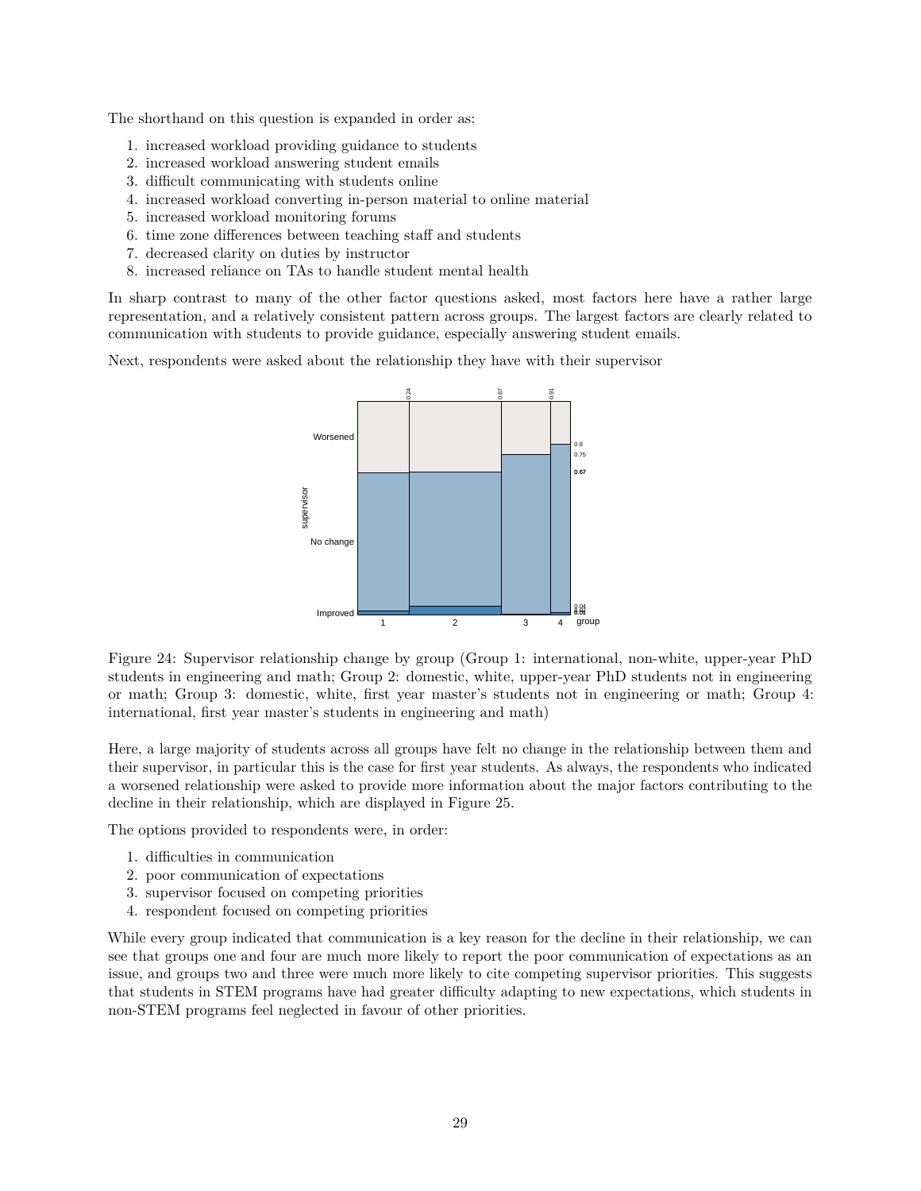The shorthand on this question is expanded in order as:

1. increased workload providing guidance to students
2. increased workload answering student emails
3. difficult communicating with students online
4. increased workload converting in-person material to online material
5. increased workload monitoring forums
6. time zone differences between teaching staff and students
7. decreased clarity on duties by instructor
8. increased reliance on TAs to handle student mental health

In sharp contrast to many of the other factor questions asked, most factors here have a rather large representation, and a relatively consistent pattern across groups. The largest factors are clearly related to communication with students to provide guidance, especially answering student emails.

Next, respondents were asked about the relationship they have with their supervisor

Figure 24: Supervisor relationship change by group (Group 1: international, non-white, upper-year PhD students in engineering and math; Group 2: domestic, white, upper-year PhD students not in engineering or math; Group 3: domestic, white, first year master's students not in engineering or math; Group 4: international, first year master's students in engineering and math)

Here, a large majority of students across all groups have felt no change in the relationship between them and their supervisor, in particular this is the case for first year students. As always, the respondents who indicated a worsened relationship were asked to provide more information about the major factors contributing to the decline in their relationship, which are displayed in Figure 25.

The options provided to respondents were, in order:

1. difficulties in communication
2. poor communication of expectations
3. supervisor focused on competing priorities
4. respondent focused on competing priorities

While every group indicated that communication is a key reason for the decline in their relationship, we can see that groups one and four are much more likely to report the poor communication of expectations as an issue, and groups two and three were much more likely to cite competing supervisor priorities. This suggests that students in STEM programs have had greater difficulty adapting to new expectations, which students in non-STEM programs feel neglected in favour of other priorities.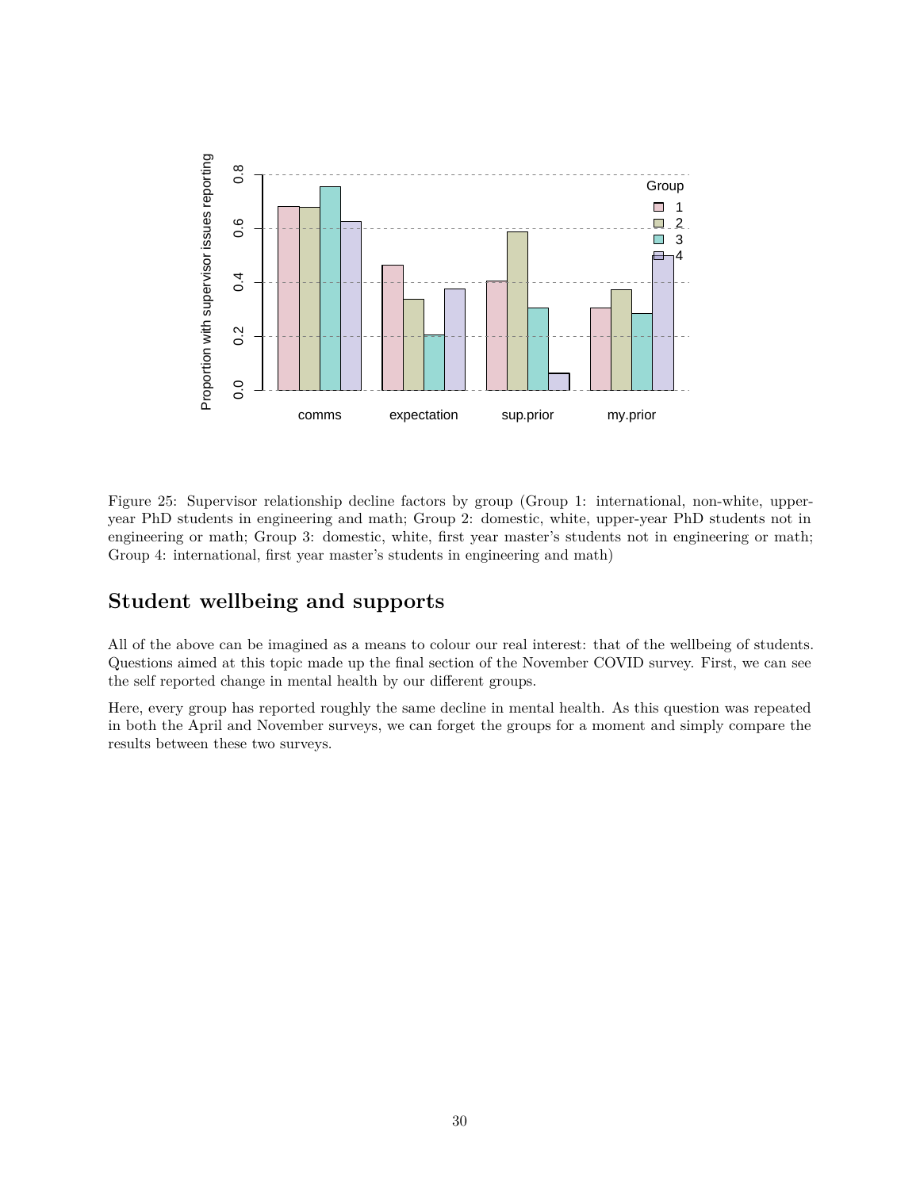Figure 25: Supervisor relationship decline factors by group (Group 1: international, non-white, upper-year PhD students in engineering and math; Group 2: domestic, white, upper-year PhD students not in engineering or math; Group 3: domestic, white, first year master's students not in engineering or math; Group 4: international, first year master's students in engineering and math)

## Student wellbeing and supports

All of the above can be imagined as a means to colour our real interest: that of the wellbeing of students. Questions aimed at this topic made up the final section of the November COVID survey. First, we can see the self reported change in mental health by our different groups.

Here, every group has reported roughly the same decline in mental health. As this question was repeated in both the April and November surveys, we can forget the groups for a moment and simply compare the results between these two surveys.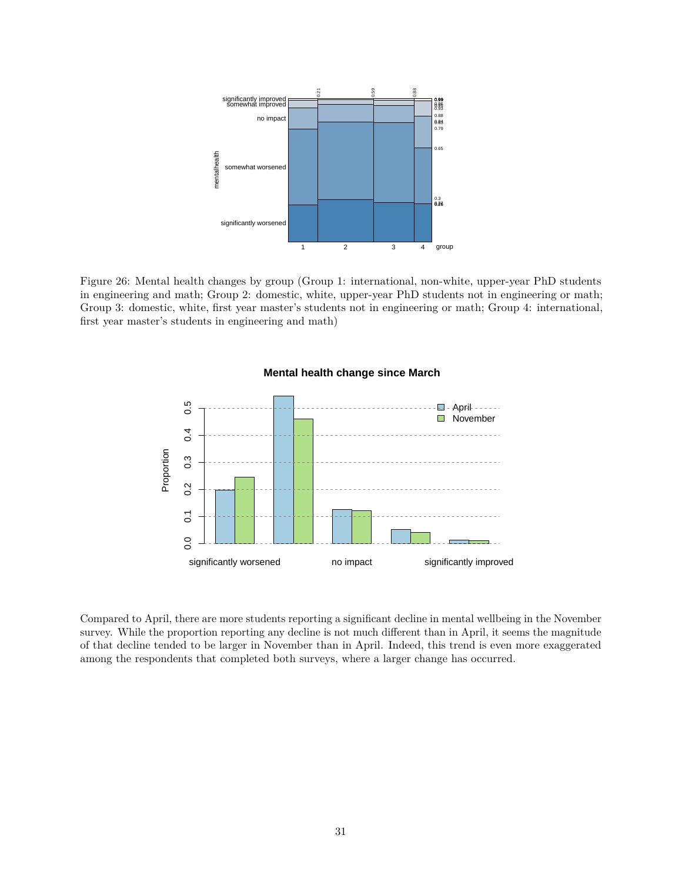Figure 26: Mental health changes by group (Group 1: international, non-white, upper-year PhD students in engineering and math; Group 2: domestic, white, upper-year PhD students not in engineering or math; Group 3: domestic, white, first year master's students not in engineering or math; Group 4: international, first year master's students in engineering and math)

Compared to April, there are more students reporting a significant decline in mental wellbeing in the November survey. While the proportion reporting any decline is not much different than in April, it seems the magnitude of that decline tended to be larger in November than in April. Indeed, this trend is even more exaggerated among the respondents that completed both surveys, where a larger change has occurred.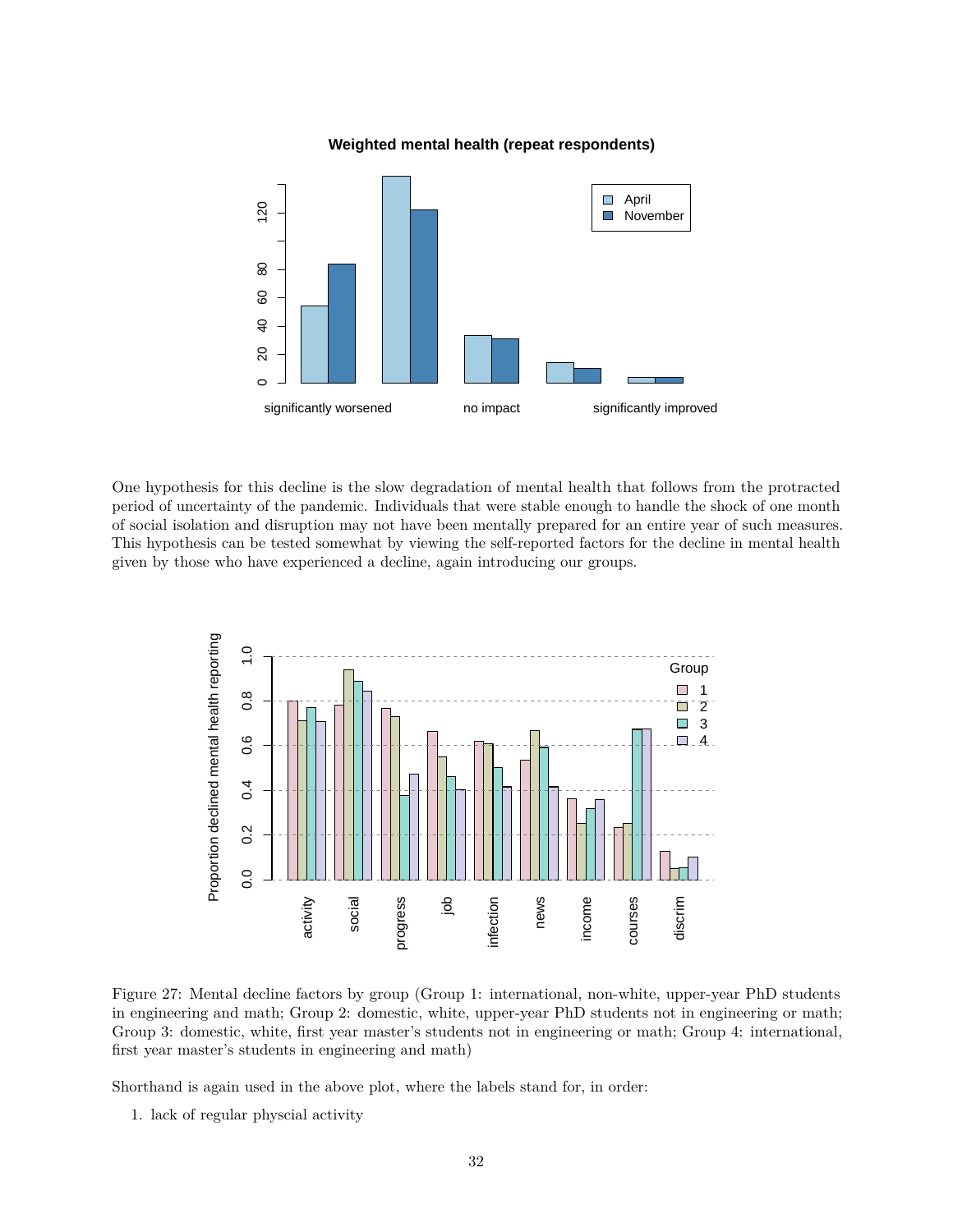One hypothesis for this decline is the slow degradation of mental health that follows from the protracted period of uncertainty of the pandemic. Individuals that were stable enough to handle the shock of one month of social isolation and disruption may not have been mentally prepared for an entire year of such measures. This hypothesis can be tested somewhat by viewing the self-reported factors for the decline in mental health given by those who have experienced a decline, again introducing our groups.

Figure 27: Mental decline factors by group (Group 1: international, non-white, upper-year PhD students in engineering and math; Group 2: domestic, white, upper-year PhD students not in engineering or math; Group 3: domestic, white, first year master's students not in engineering or math; Group 4: international, first year master's students in engineering and math)

Shorthand is again used in the above plot, where the labels stand for, in order:

1. lack of regular physcial activity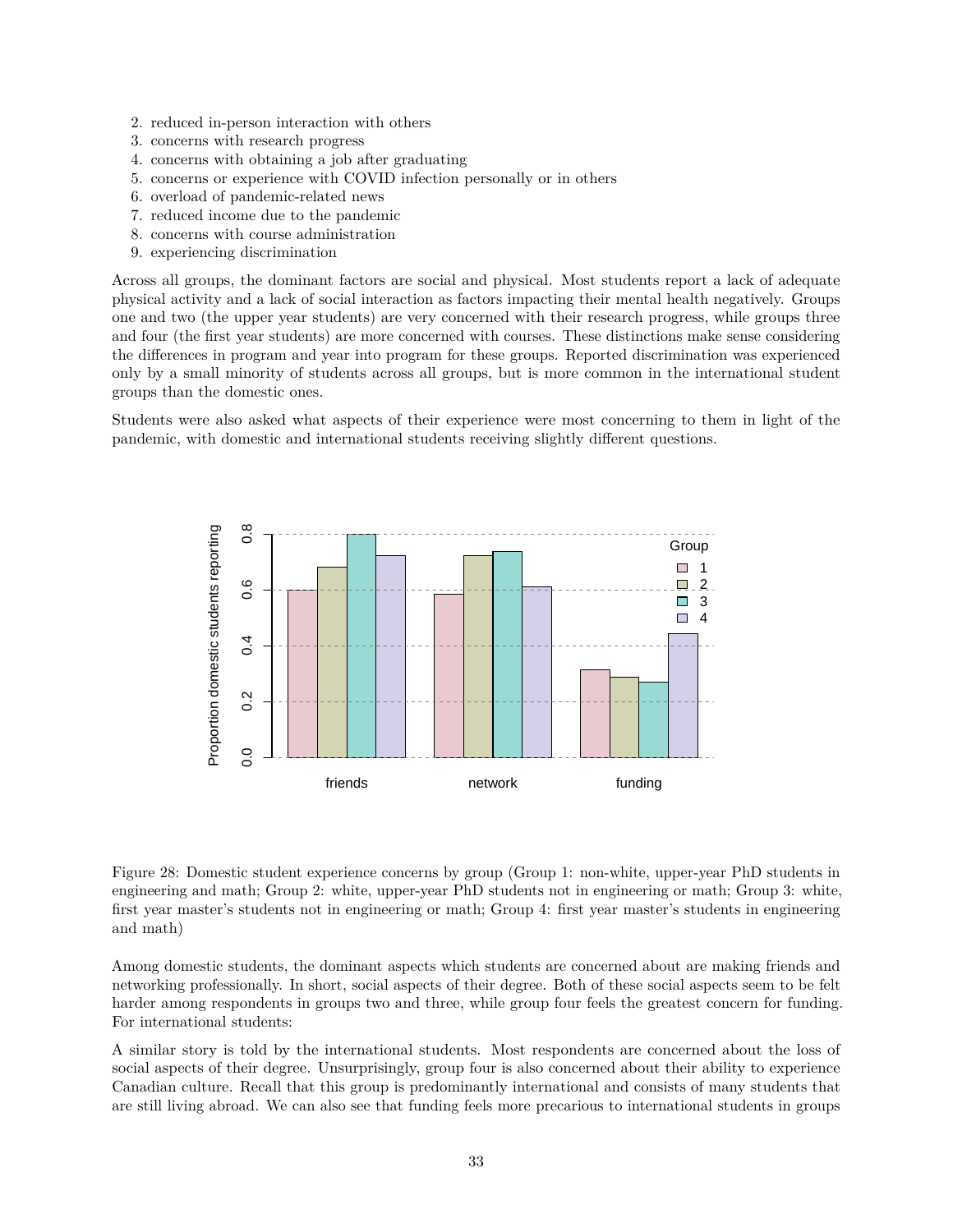2. reduced in-person interaction with others
3. concerns with research progress
4. concerns with obtaining a job after graduating
5. concerns or experience with COVID infection personally or in others
6. overload of pandemic-related news
7. reduced income due to the pandemic
8. concerns with course administration
9. experiencing discrimination

Across all groups, the dominant factors are social and physical. Most students report a lack of adequate physical activity and a lack of social interaction as factors impacting their mental health negatively. Groups one and two (the upper year students) are very concerned with their research progress, while groups three and four (the first year students) are more concerned with courses. These distinctions make sense considering the differences in program and year into program for these groups. Reported discrimination was experienced only by a small minority of students across all groups, but is more common in the international student groups than the domestic ones.

Students were also asked what aspects of their experience were most concerning to them in light of the pandemic, with domestic and international students receiving slightly different questions.

Figure 28: Domestic student experience concerns by group (Group 1: non-white, upper-year PhD students in engineering and math; Group 2: white, upper-year PhD students not in engineering or math; Group 3: white, first year master's students not in engineering or math; Group 4: first year master's students in engineering and math)

Among domestic students, the dominant aspects which students are concerned about are making friends and networking professionally. In short, social aspects of their degree. Both of these social aspects seem to be felt harder among respondents in groups two and three, while group four feels the greatest concern for funding. For international students:

A similar story is told by the international students. Most respondents are concerned about the loss of social aspects of their degree. Unsurprisingly, group four is also concerned about their ability to experience Canadian culture. Recall that this group is predominantly international and consists of many students that are still living abroad. We can also see that funding feels more precarious to international students in groups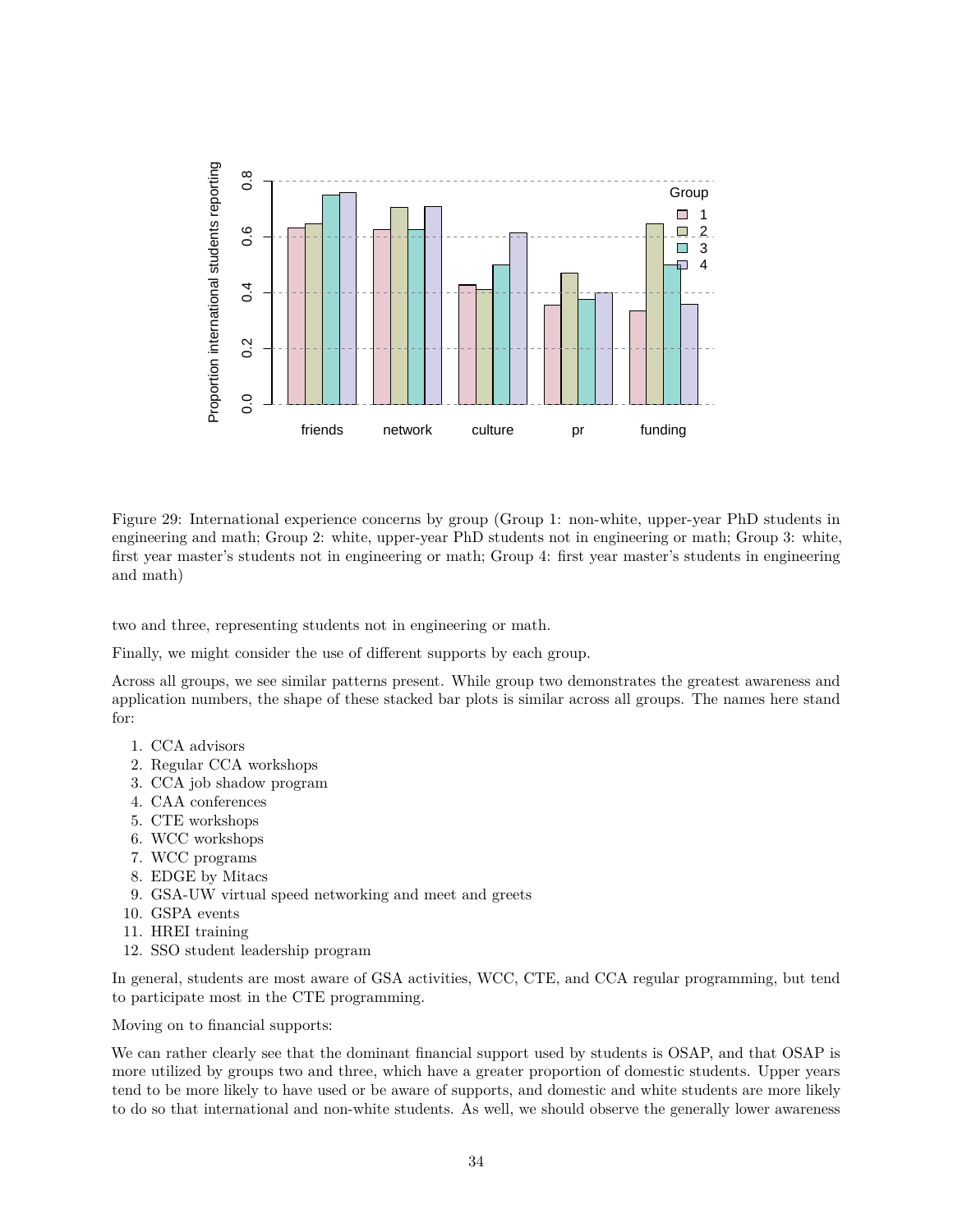Figure 29: International experience concerns by group (Group 1: non-white, upper-year PhD students in engineering and math; Group 2: white, upper-year PhD students not in engineering or math; Group 3: white, first year master's students not in engineering or math; Group 4: first year master's students in engineering and math)

two and three, representing students not in engineering or math.

Finally, we might consider the use of different supports by each group.

Across all groups, we see similar patterns present. While group two demonstrates the greatest awareness and application numbers, the shape of these stacked bar plots is similar across all groups. The names here stand for:

1. CCA advisors
2. Regular CCA workshops
3. CCA job shadow program
4. CAA conferences
5. CTE workshops
6. WCC workshops
7. WCC programs
8. EDGE by Mitacs
9. GSA-UW virtual speed networking and meet and greets
10. GSPA events
11. HREI training
12. SSO student leadership program

In general, students are most aware of GSA activities, WCC, CTE, and CCA regular programming, but tend to participate most in the CTE programming.

Moving on to financial supports:

We can rather clearly see that the dominant financial support used by students is OSAP, and that OSAP is more utilized by groups two and three, which have a greater proportion of domestic students. Upper years tend to be more likely to have used or be aware of supports, and domestic and white students are more likely to do so that international and non-white students. As well, we should observe the generally lower awareness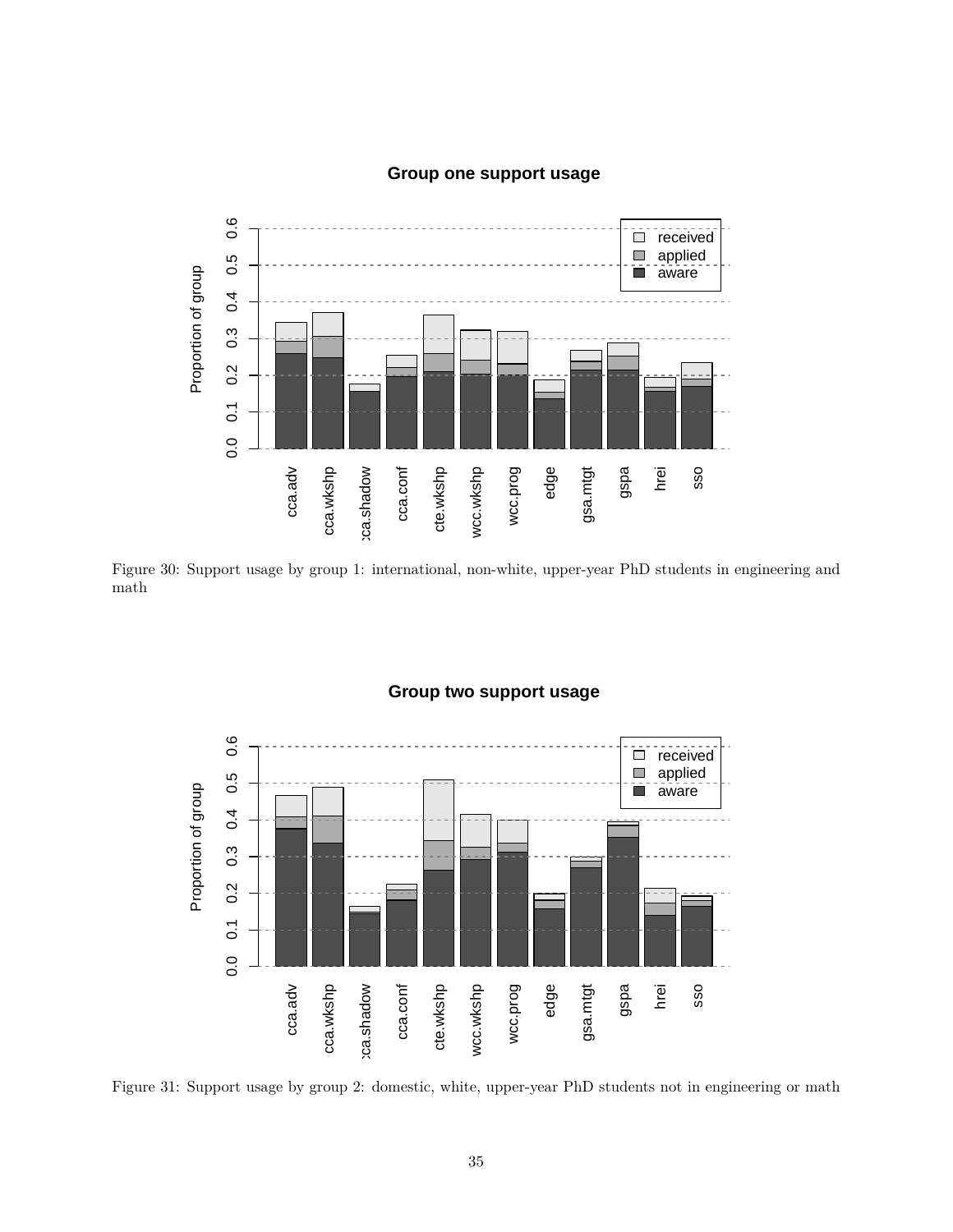Figure 30: Support usage by group 1: international, non-white, upper-year PhD students in engineering and math

Figure 31: Support usage by group 2: domestic, white, upper-year PhD students not in engineering or math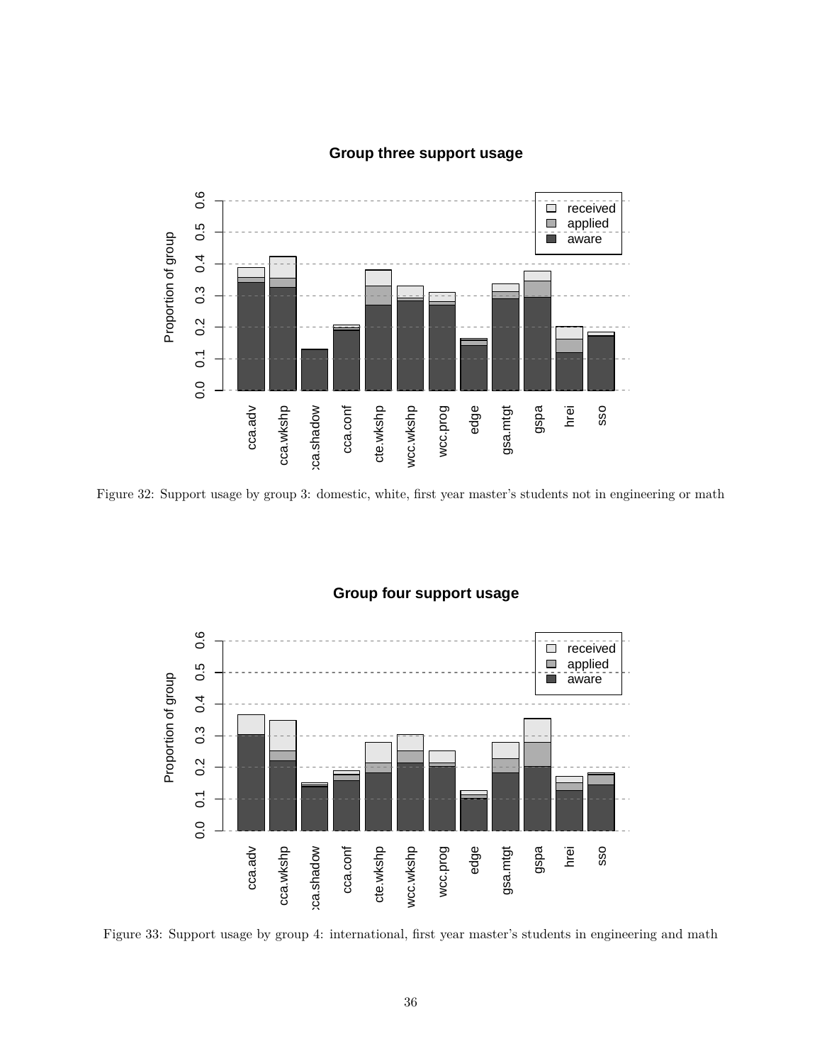Figure 32: Support usage by group 3: domestic, white, first year master's students not in engineering or math

Figure 33: Support usage by group 4: international, first year master's students in engineering and math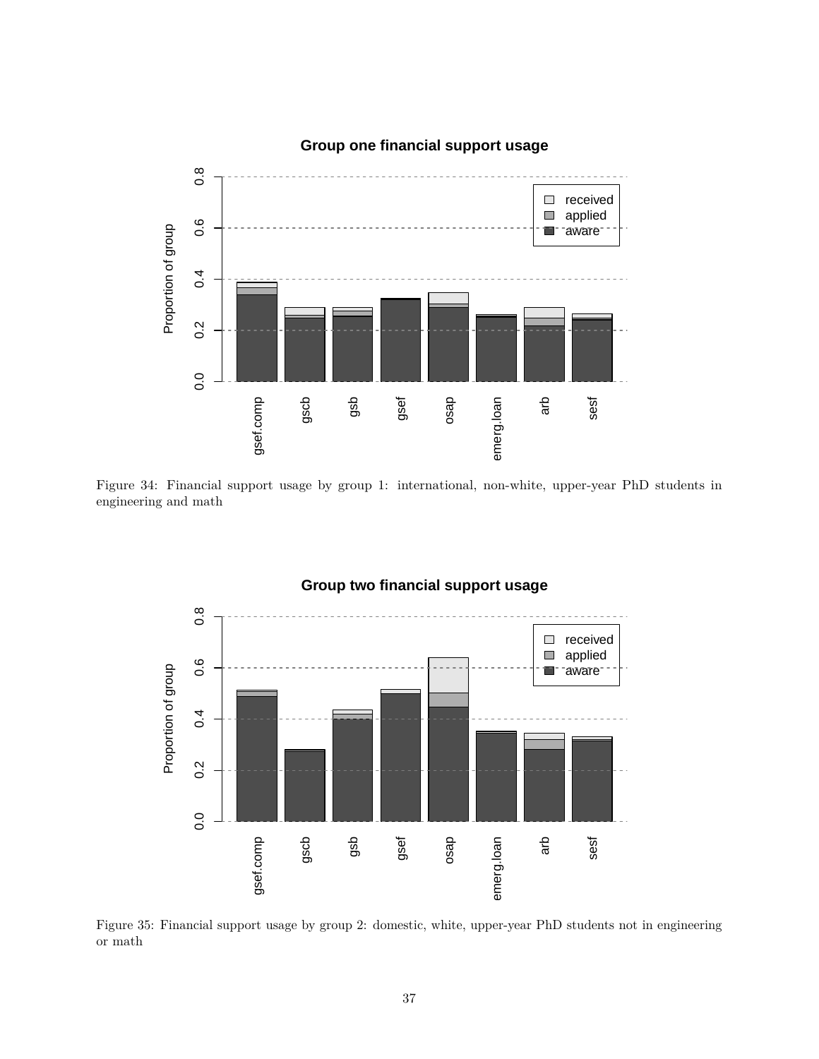Figure 34: Financial support usage by group 1: international, non-white, upper-year PhD students in engineering and math

Figure 35: Financial support usage by group 2: domestic, white, upper-year PhD students not in engineering or math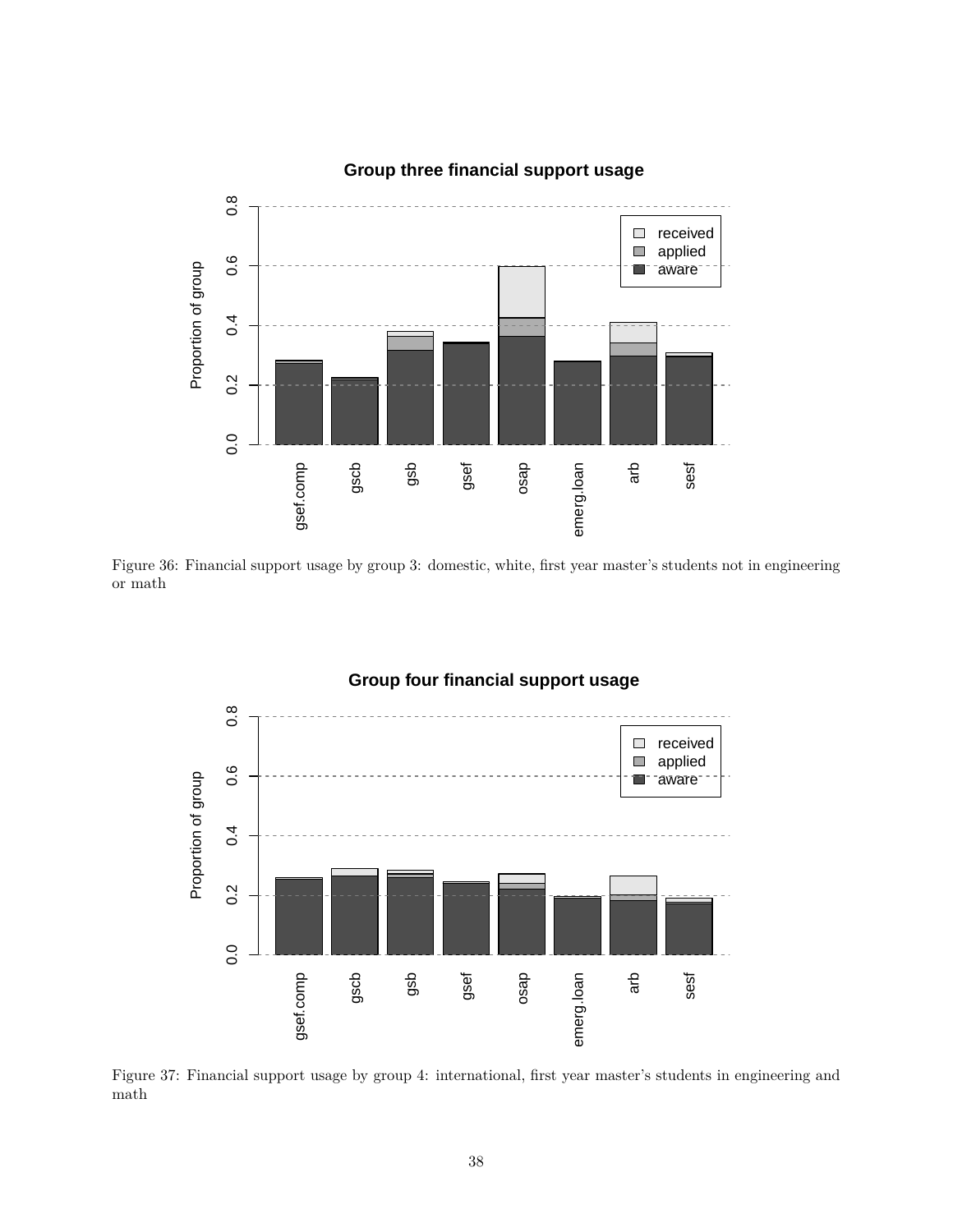Figure 36: Financial support usage by group 3: domestic, white, first year master's students not in engineering or math

Figure 37: Financial support usage by group 4: international, first year master's students in engineering and math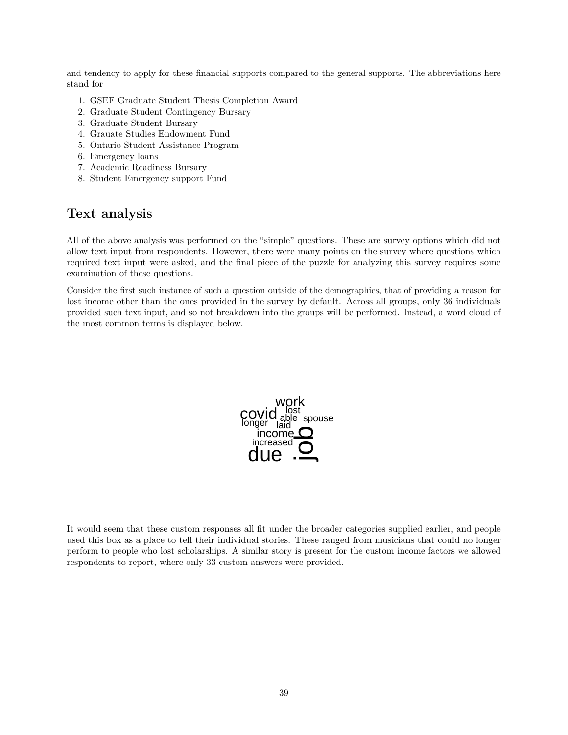and tendency to apply for these financial supports compared to the general supports. The abbreviations here stand for

1. GSEF Graduate Student Thesis Completion Award
2. Graduate Student Contingency Bursary
3. Graduate Student Bursary
4. Grauate Studies Endowment Fund
5. Ontario Student Assistance Program
6. Emergency loans
7. Academic Readiness Bursary
8. Student Emergency support Fund

## Text analysis

All of the above analysis was performed on the "simple" questions. These are survey options which did not allow text input from respondents. However, there were many points on the survey where questions which required text input were asked, and the final piece of the puzzle for analyzing this survey requires some examination of these questions.

Consider the first such instance of such a question outside of the demographics, that of providing a reason for lost income other than the ones provided in the survey by default. Across all groups, only 36 individuals provided such text input, and so not breakdown into the groups will be performed. Instead, a word cloud of the most common terms is displayed below.

It would seem that these custom responses all fit under the broader categories supplied earlier, and people used this box as a place to tell their individual stories. These ranged from musicians that could no longer perform to people who lost scholarships. A similar story is present for the custom income factors we allowed respondents to report, where only 33 custom answers were provided.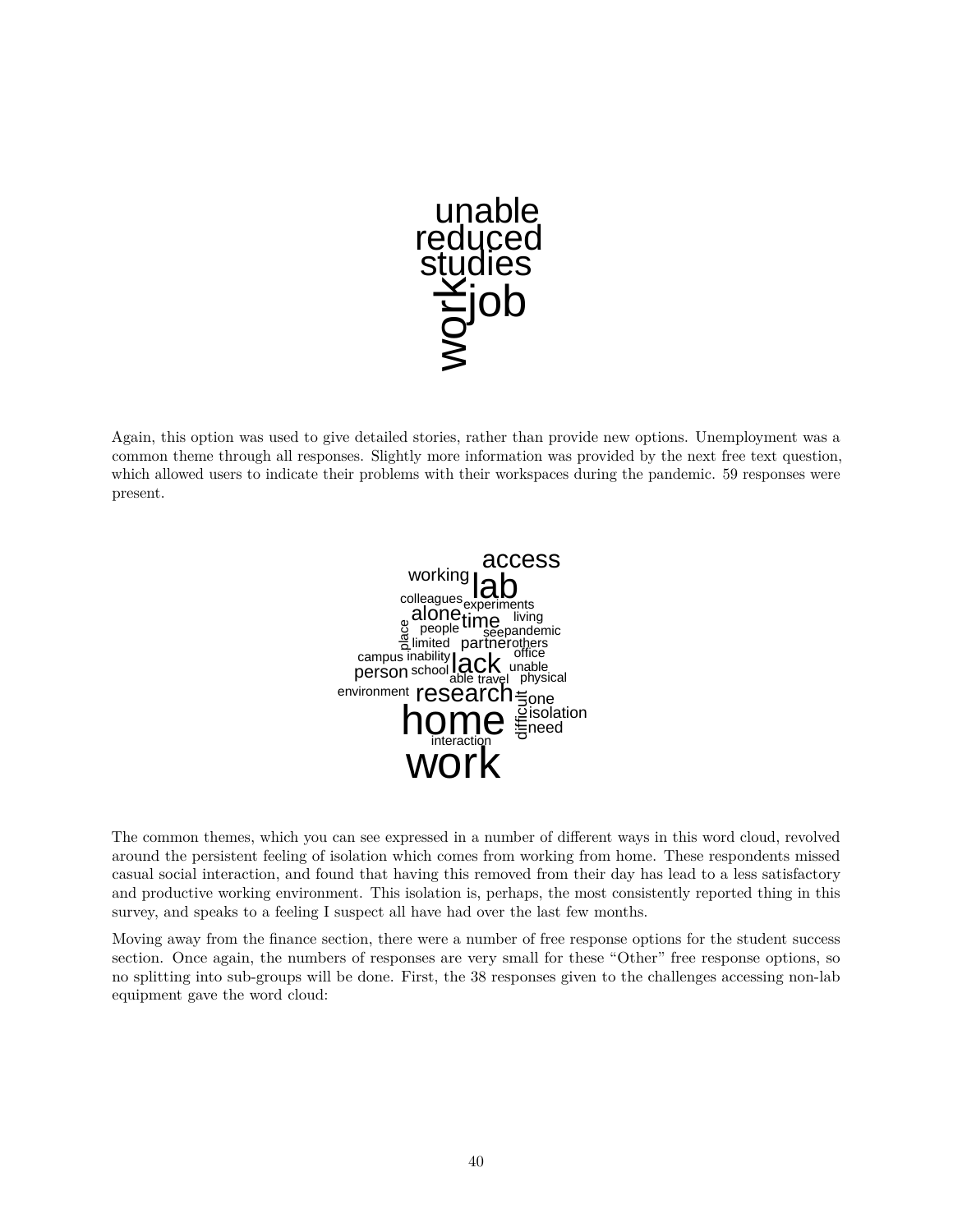Again, this option was used to give detailed stories, rather than provide new options. Unemployment was a common theme through all responses. Slightly more information was provided by the next free text question, which allowed users to indicate their problems with their workspaces during the pandemic. 59 responses were present.

The common themes, which you can see expressed in a number of different ways in this word cloud, revolved around the persistent feeling of isolation which comes from working from home. These respondents missed casual social interaction, and found that having this removed from their day has lead to a less satisfactory and productive working environment. This isolation is, perhaps, the most consistently reported thing in this survey, and speaks to a feeling I suspect all have had over the last few months.

Moving away from the finance section, there were a number of free response options for the student success section. Once again, the numbers of responses are very small for these "Other" free response options, so no splitting into sub-groups will be done. First, the 38 responses given to the challenges accessing non-lab equipment gave the word cloud: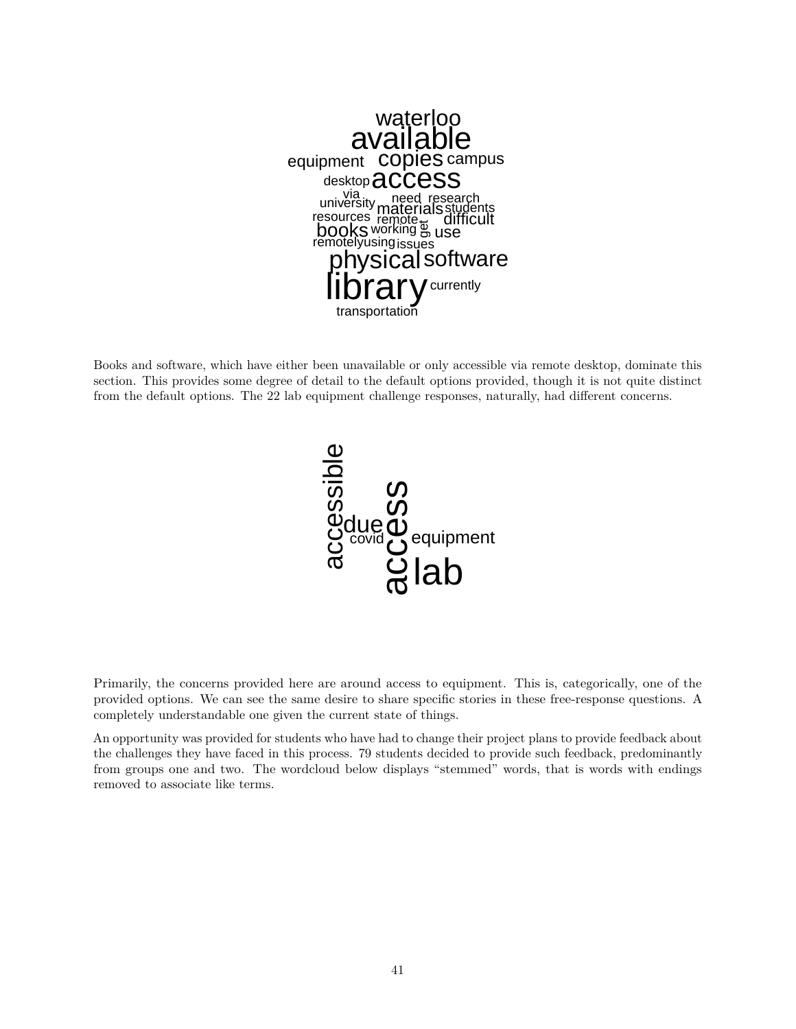Books and software, which have either been unavailable or only accessible via remote desktop, dominate this section. This provides some degree of detail to the default options provided, though it is not quite distinct from the default options. The 22 lab equipment challenge responses, naturally, had different concerns.

Primarily, the concerns provided here are around access to equipment. This is, categorically, one of the provided options. We can see the same desire to share specific stories in these free-response questions. A completely understandable one given the current state of things.

An opportunity was provided for students who have had to change their project plans to provide feedback about the challenges they have faced in this process. 79 students decided to provide such feedback, predominantly from groups one and two. The wordcloud below displays "stemmed" words, that is words with endings removed to associate like terms.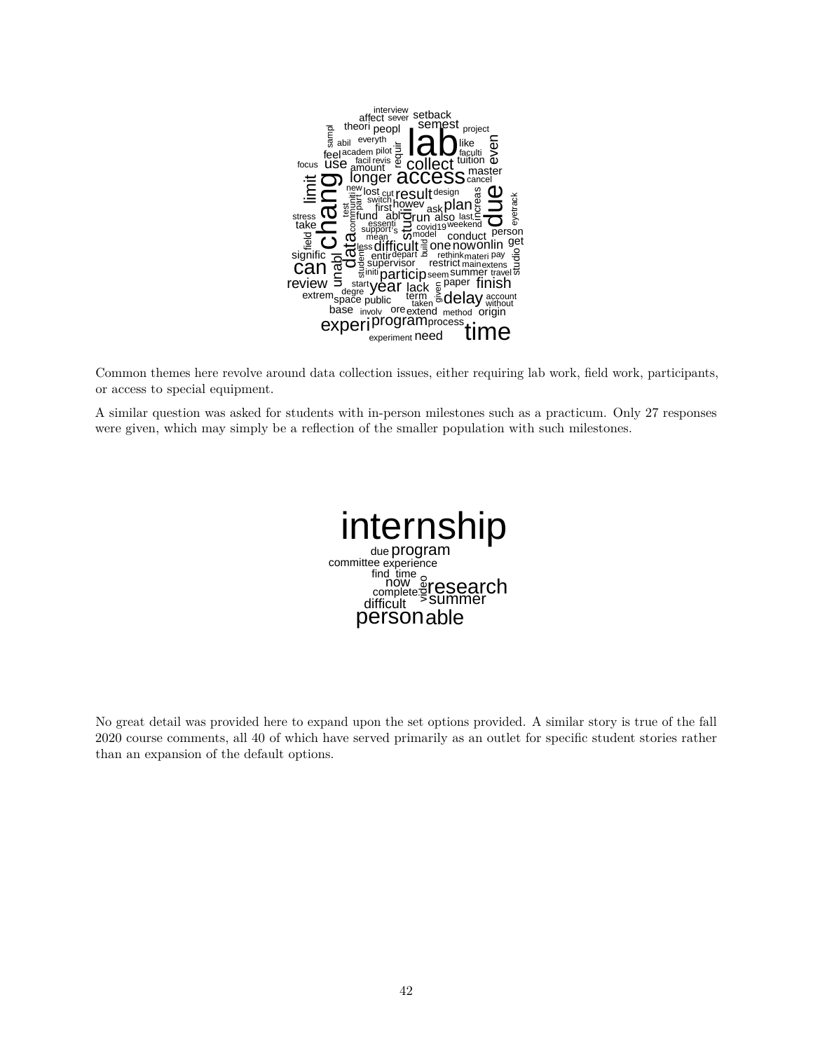Common themes here revolve around data collection issues, either requiring lab work, field work, participants, or access to special equipment.

A similar question was asked for students with in-person milestones such as a practicum. Only 27 responses were given, which may simply be a reflection of the smaller population with such milestones.

No great detail was provided here to expand upon the set options provided. A similar story is true of the fall 2020 course comments, all 40 of which have served primarily as an outlet for specific student stories rather than an expansion of the default options.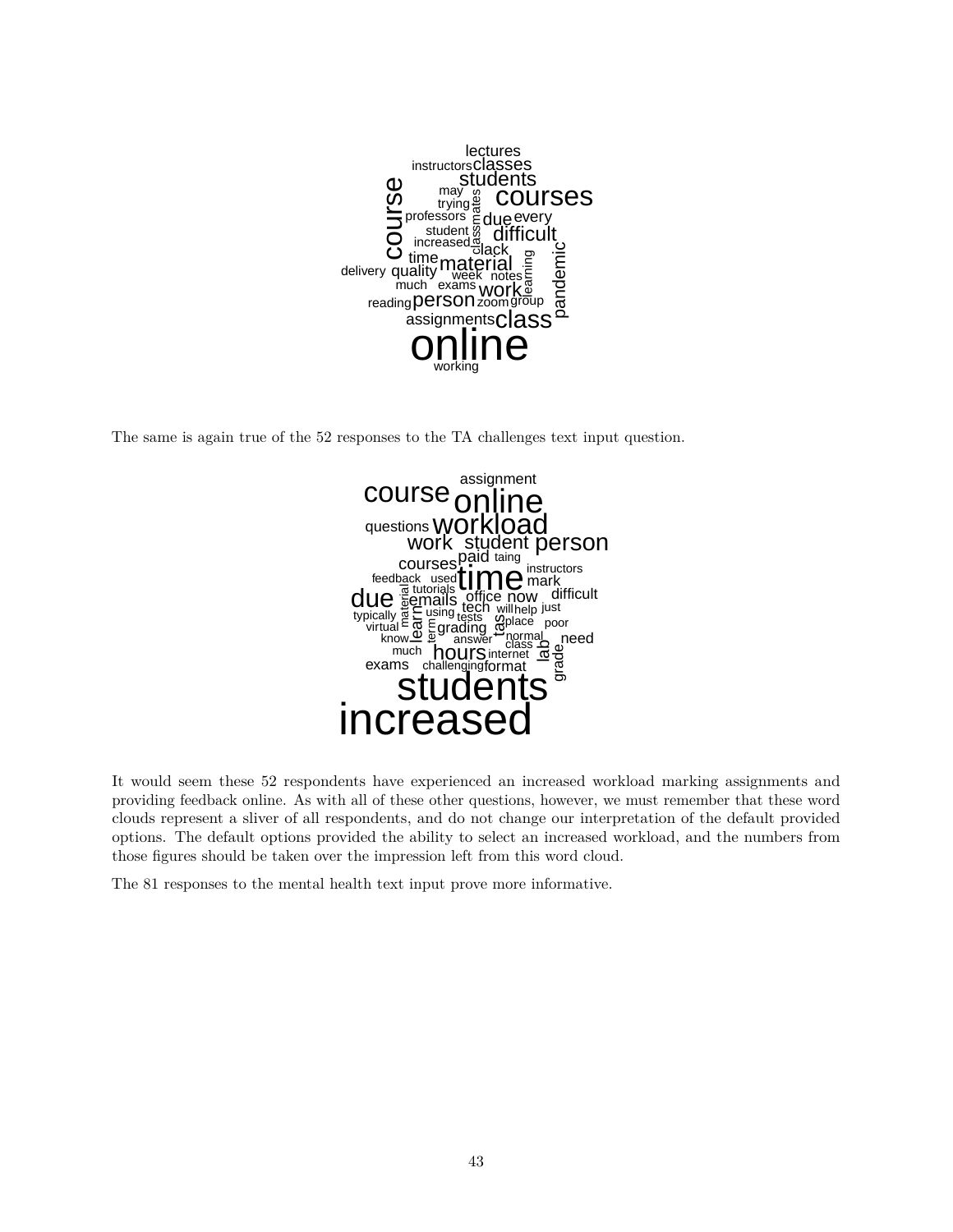The same is again true of the 52 responses to the TA challenges text input question.

It would seem these 52 respondents have experienced an increased workload marking assignments and providing feedback online. As with all of these other questions, however, we must remember that these word clouds represent a sliver of all respondents, and do not change our interpretation of the default provided options. The default options provided the ability to select an increased workload, and the numbers from those figures should be taken over the impression left from this word cloud.

The 81 responses to the mental health text input prove more informative.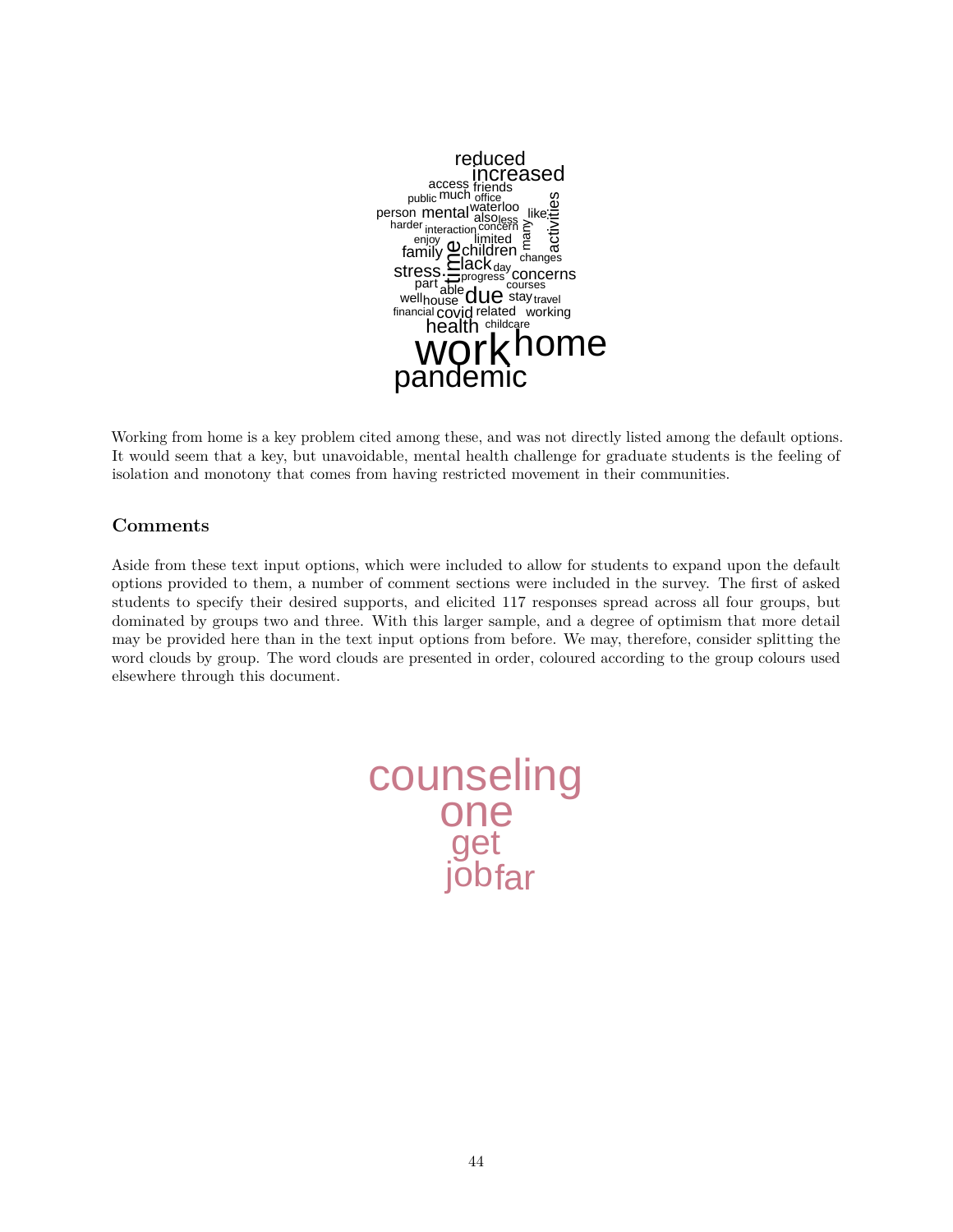Working from home is a key problem cited among these, and was not directly listed among the default options. It would seem that a key, but unavoidable, mental health challenge for graduate students is the feeling of isolation and monotony that comes from having restricted movement in their communities.

### Comments

Aside from these text input options, which were included to allow for students to expand upon the default options provided to them, a number of comment sections were included in the survey. The first of asked students to specify their desired supports, and elicited 117 responses spread across all four groups, but dominated by groups two and three. With this larger sample, and a degree of optimism that more detail may be provided here than in the text input options from before. We may, therefore, consider splitting the word clouds by group. The word clouds are presented in order, coloured according to the group colours used elsewhere through this document.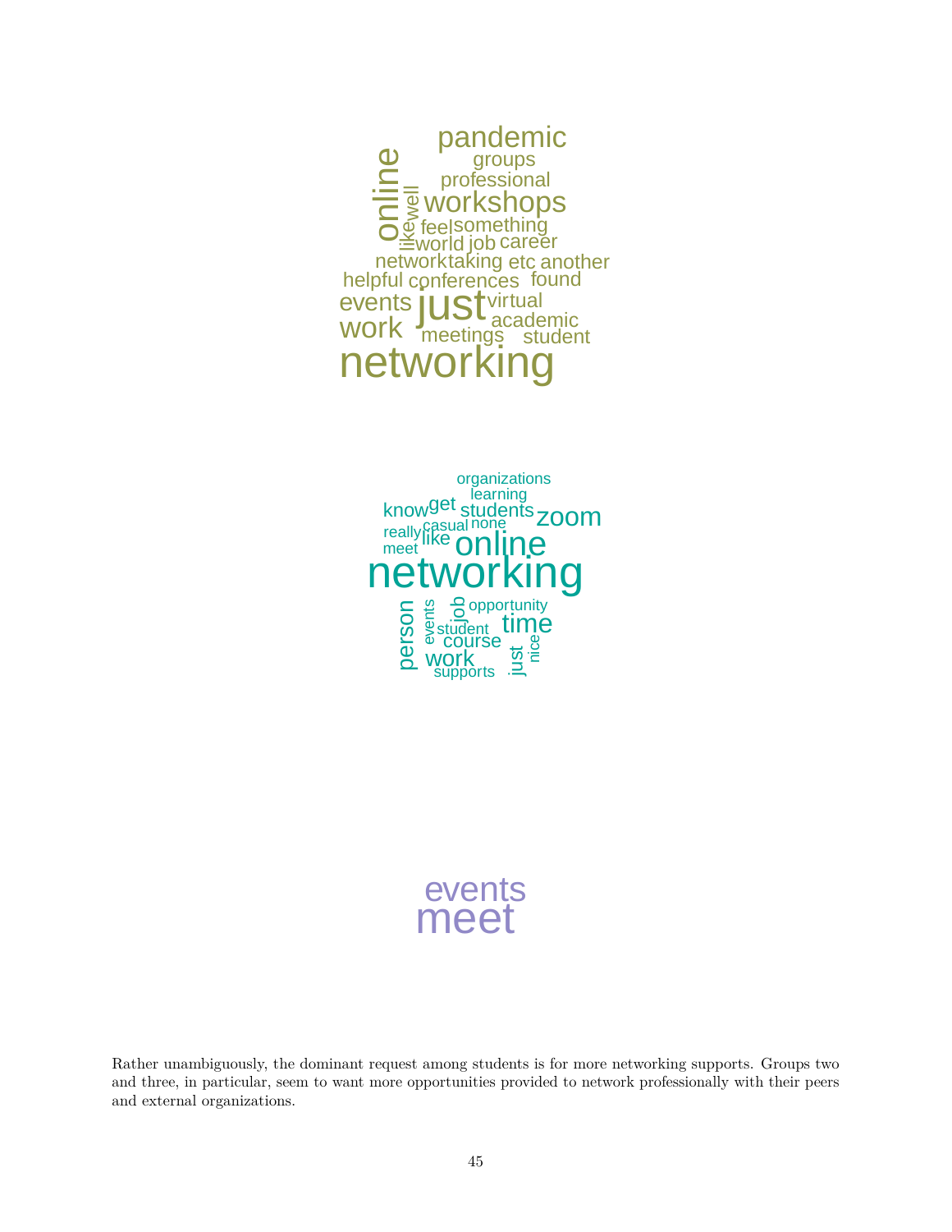pandemic
groups
professional
online well workshops
like feel something
world job career
network taking etc another
helpful conferences found
events just virtual
work academic
meetings student
networking

organizations
learning
know get students zoom
really casual none
meet like online
networking
person events job opportunity
student time
course
work just nice
supports

events
meet

Rather unambiguously, the dominant request among students is for more networking supports. Groups two and three, in particular, seem to want more opportunities provided to network professionally with their peers and external organizations.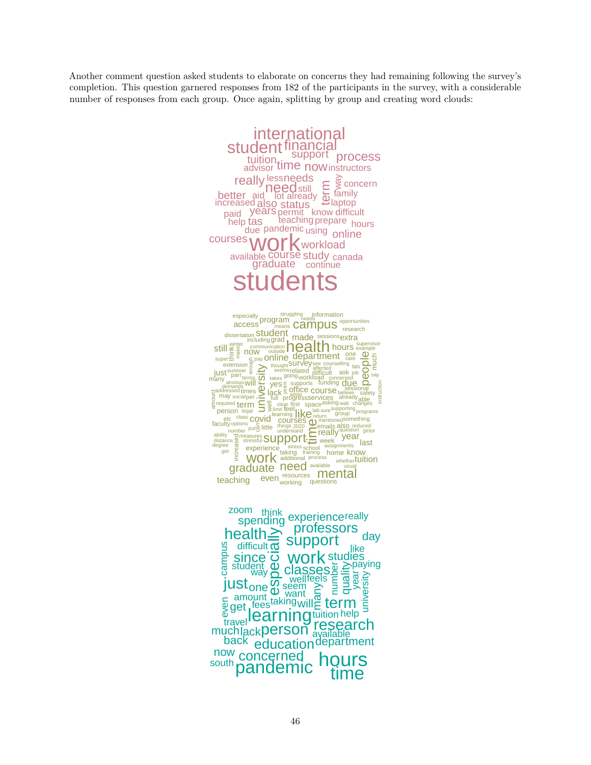Another comment question asked students to elaborate on concerns they had remaining following the survey's completion. This question garnered responses from 182 of the participants in the survey, with a considerable number of responses from each group. Once again, splitting by group and creating word clouds: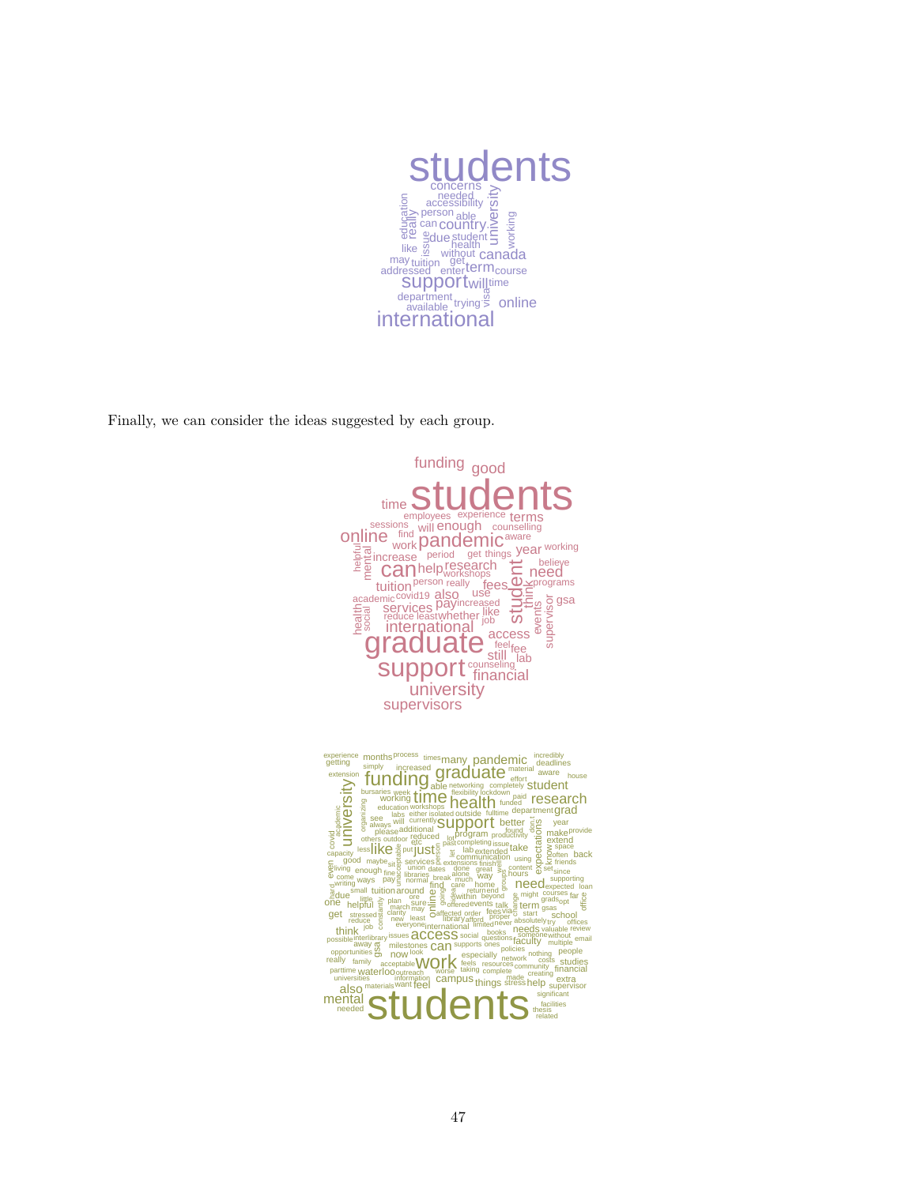Finally, we can consider the ideas suggested by each group.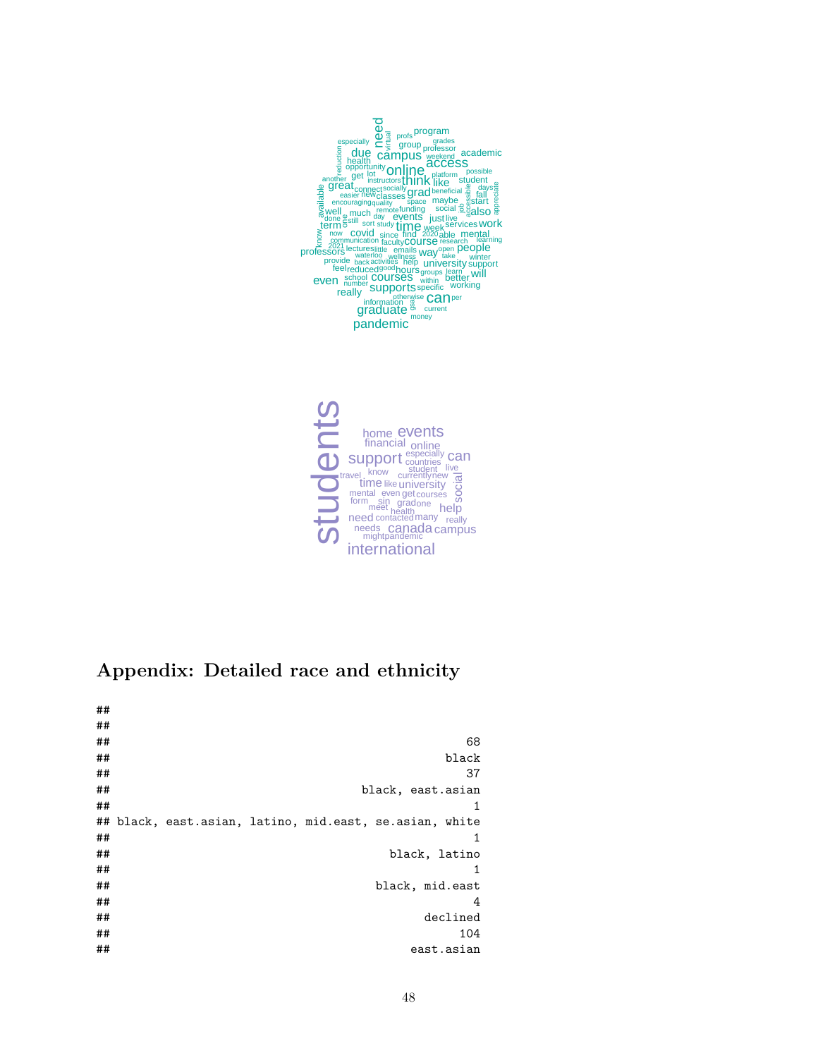## Appendix: Detailed race and ethnicity

```
##
##
##                                                        68
##                                                     black
##                                                        37
##                                         black, east.asian
##                                                         1
## black, east.asian, latino, mid.east, se.asian, white
##                                                         1
##                                             black, latino
##                                                         1
##                                           black, mid.east
##                                                         4
##                                                  declined
##                                                       104
##                                                east.asian
```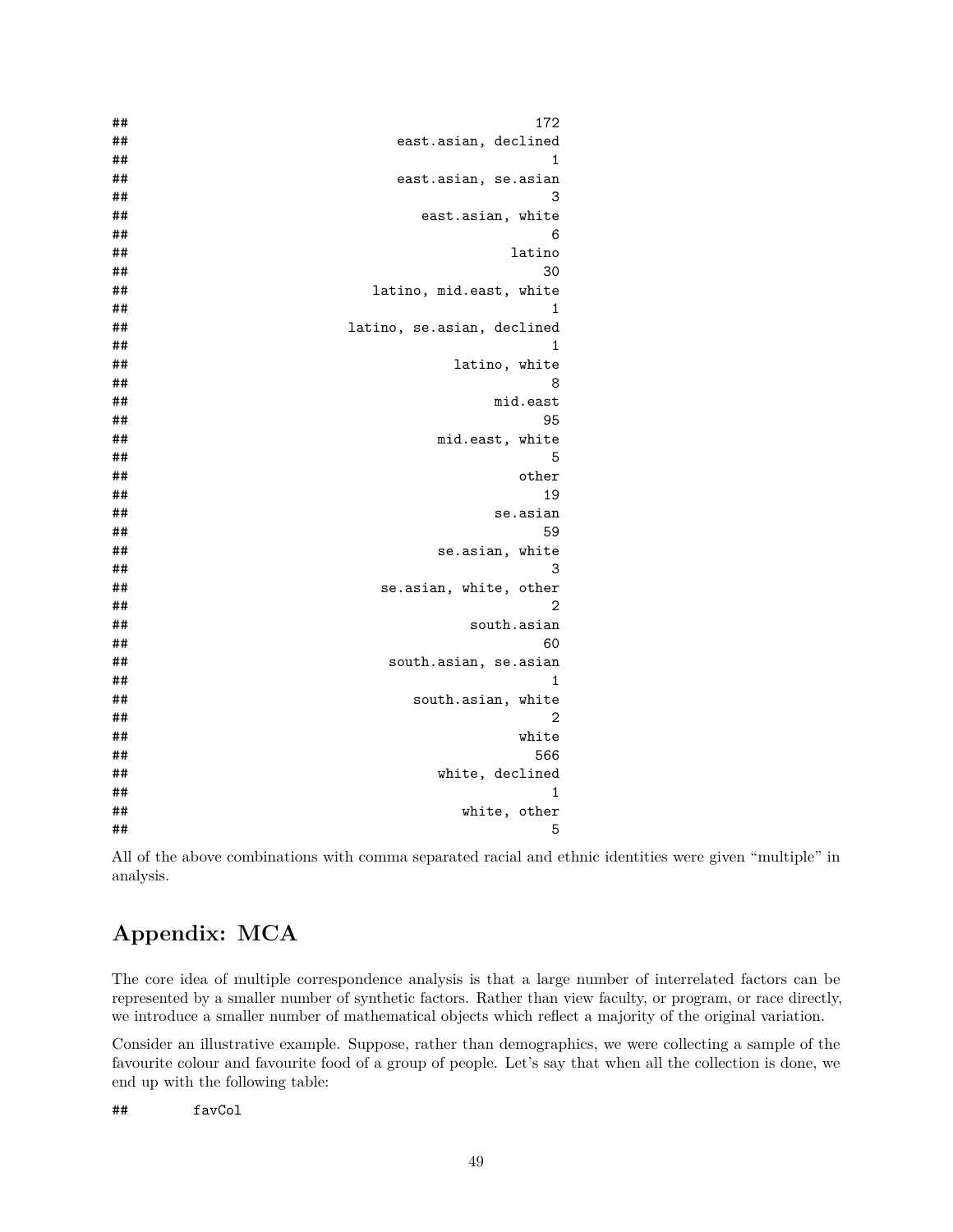```
##                                                       172
##                                       east.asian, declined
##                                                         1
##                                        east.asian, se.asian
##                                                         3
##                                          east.asian, white
##                                                         6
##                                                    latino
##                                                        30
##                                    latino, mid.east, white
##                                                         1
##                                 latino, se.asian, declined
##                                                         1
##                                             latino, white
##                                                         8
##                                                  mid.east
##                                                        95
##                                           mid.east, white
##                                                         5
##                                                     other
##                                                        19
##                                                  se.asian
##                                                        59
##                                           se.asian, white
##                                                         3
##                                    se.asian, white, other
##                                                         2
##                                               south.asian
##                                                        60
##                                     south.asian, se.asian
##                                                         1
##                                        south.asian, white
##                                                         2
##                                                     white
##                                                       566
##                                           white, declined
##                                                         1
##                                              white, other
##                                                         5
```

All of the above combinations with comma separated racial and ethnic identities were given "multiple" in analysis.

## Appendix: MCA

The core idea of multiple correspondence analysis is that a large number of interrelated factors can be represented by a smaller number of synthetic factors. Rather than view faculty, or program, or race directly, we introduce a smaller number of mathematical objects which reflect a majority of the original variation.

Consider an illustrative example. Suppose, rather than demographics, we were collecting a sample of the favourite colour and favourite food of a group of people. Let's say that when all the collection is done, we end up with the following table:

```
##         favCol
```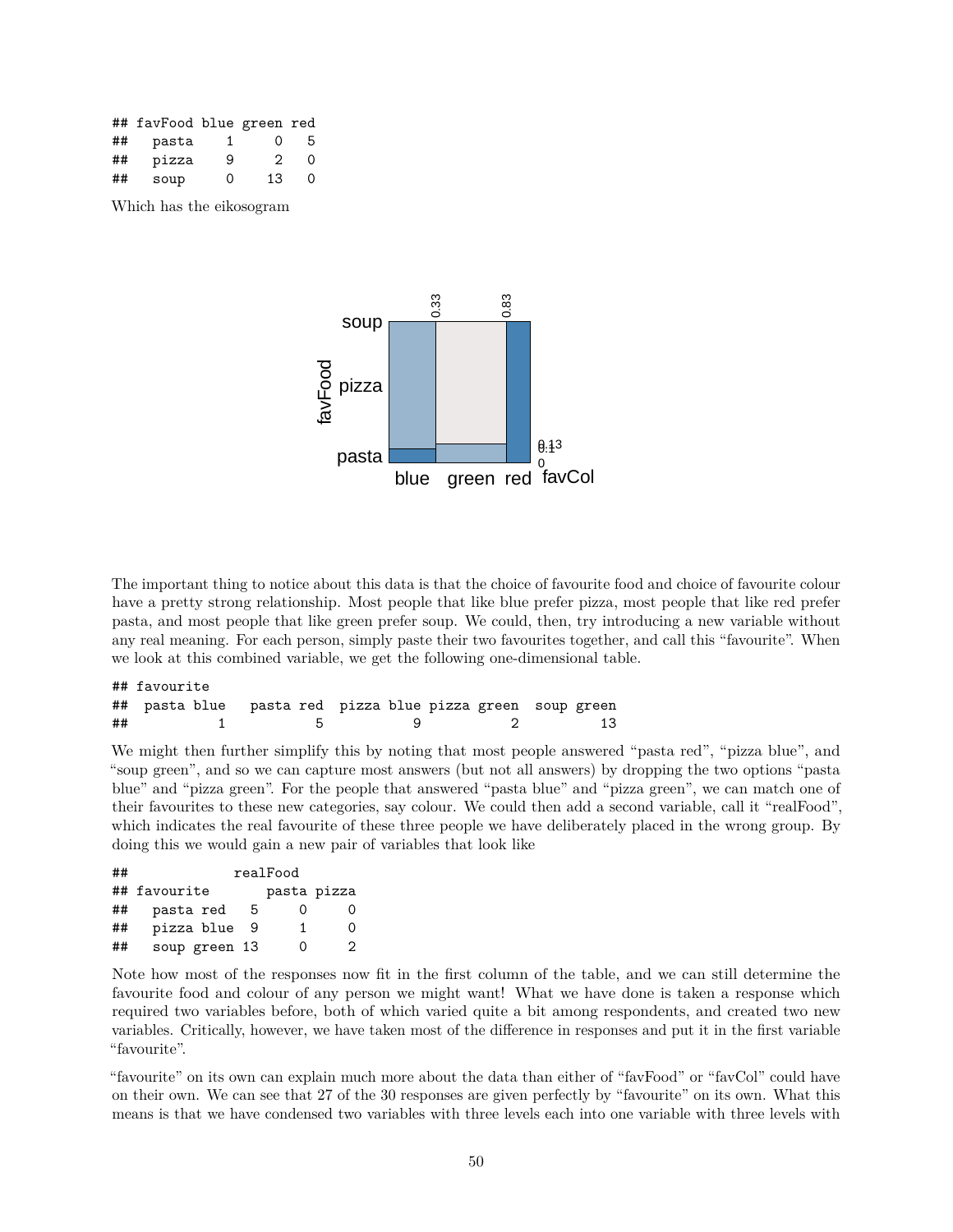```
## favFood blue green red
##   pasta    1     0   5
##   pizza    9     2   0
##   soup     0    13   0
```

Which has the eikosogram

The important thing to notice about this data is that the choice of favourite food and choice of favourite colour have a pretty strong relationship. Most people that like blue prefer pizza, most people that like red prefer pasta, and most people that like green prefer soup. We could, then, try introducing a new variable without any real meaning. For each person, simply paste their two favourites together, and call this "favourite". When we look at this combined variable, we get the following one-dimensional table.

```
## favourite
##  pasta blue   pasta red  pizza blue pizza green  soup green
##           1           5           9           2          13
```

We might then further simplify this by noting that most people answered "pasta red", "pizza blue", and "soup green", and so we can capture most answers (but not all answers) by dropping the two options "pasta blue" and "pizza green". For the people that answered "pasta blue" and "pizza green", we can match one of their favourites to these new categories, say colour. We could then add a second variable, call it "realFood", which indicates the real favourite of these three people we have deliberately placed in the wrong group. By doing this we would gain a new pair of variables that look like

```
##              realFood
## favourite        pasta pizza
##   pasta red   5      0     0
##   pizza blue  9      1     0
##   soup green 13      0     2
```

Note how most of the responses now fit in the first column of the table, and we can still determine the favourite food and colour of any person we might want! What we have done is taken a response which required two variables before, both of which varied quite a bit among respondents, and created two new variables. Critically, however, we have taken most of the difference in responses and put it in the first variable "favourite".

"favourite" on its own can explain much more about the data than either of "favFood" or "favCol" could have on their own. We can see that 27 of the 30 responses are given perfectly by "favourite" on its own. What this means is that we have condensed two variables with three levels each into one variable with three levels with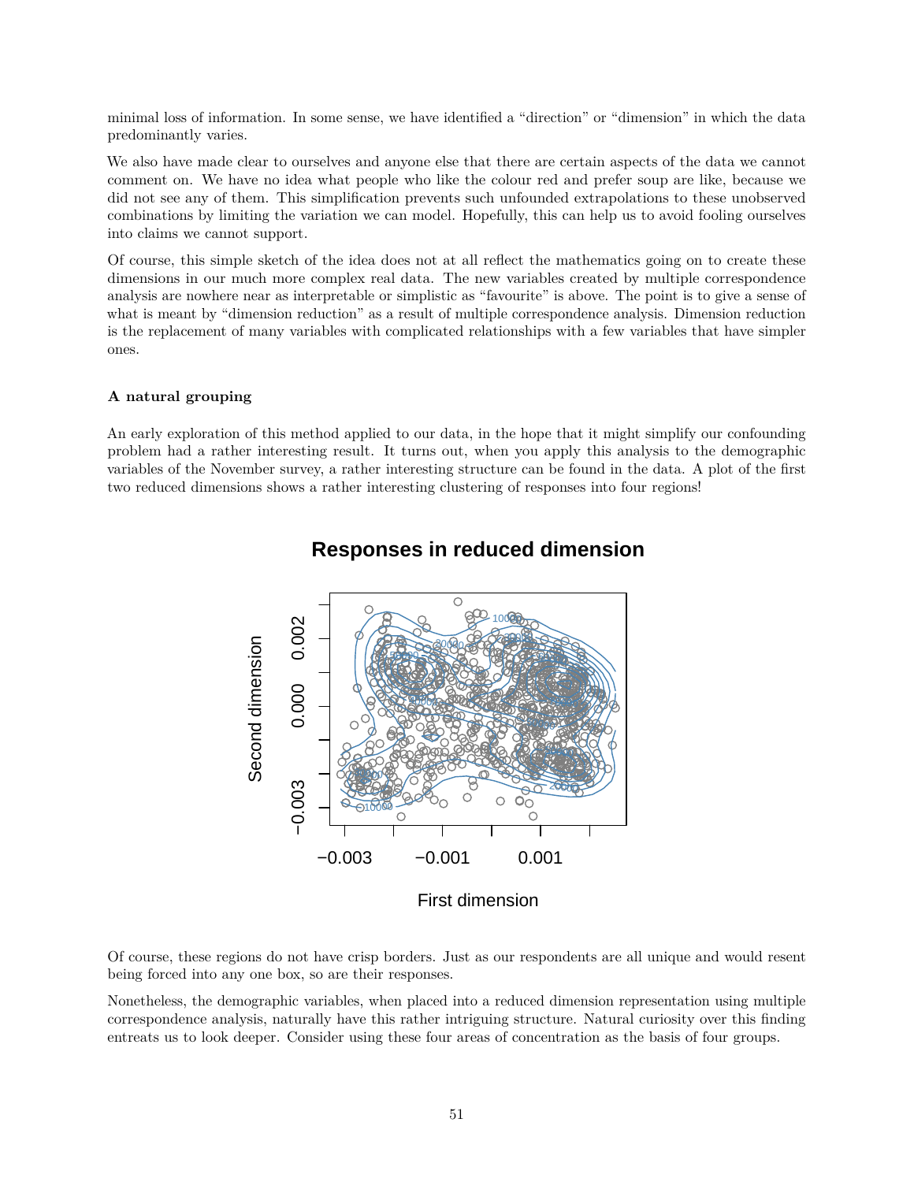minimal loss of information. In some sense, we have identified a "direction" or "dimension" in which the data predominantly varies.

We also have made clear to ourselves and anyone else that there are certain aspects of the data we cannot comment on. We have no idea what people who like the colour red and prefer soup are like, because we did not see any of them. This simplification prevents such unfounded extrapolations to these unobserved combinations by limiting the variation we can model. Hopefully, this can help us to avoid fooling ourselves into claims we cannot support.

Of course, this simple sketch of the idea does not at all reflect the mathematics going on to create these dimensions in our much more complex real data. The new variables created by multiple correspondence analysis are nowhere near as interpretable or simplistic as "favourite" is above. The point is to give a sense of what is meant by "dimension reduction" as a result of multiple correspondence analysis. Dimension reduction is the replacement of many variables with complicated relationships with a few variables that have simpler ones.

#### A natural grouping

An early exploration of this method applied to our data, in the hope that it might simplify our confounding problem had a rather interesting result. It turns out, when you apply this analysis to the demographic variables of the November survey, a rather interesting structure can be found in the data. A plot of the first two reduced dimensions shows a rather interesting clustering of responses into four regions!

Of course, these regions do not have crisp borders. Just as our respondents are all unique and would resent being forced into any one box, so are their responses.

Nonetheless, the demographic variables, when placed into a reduced dimension representation using multiple correspondence analysis, naturally have this rather intriguing structure. Natural curiosity over this finding entreats us to look deeper. Consider using these four areas of concentration as the basis of four groups.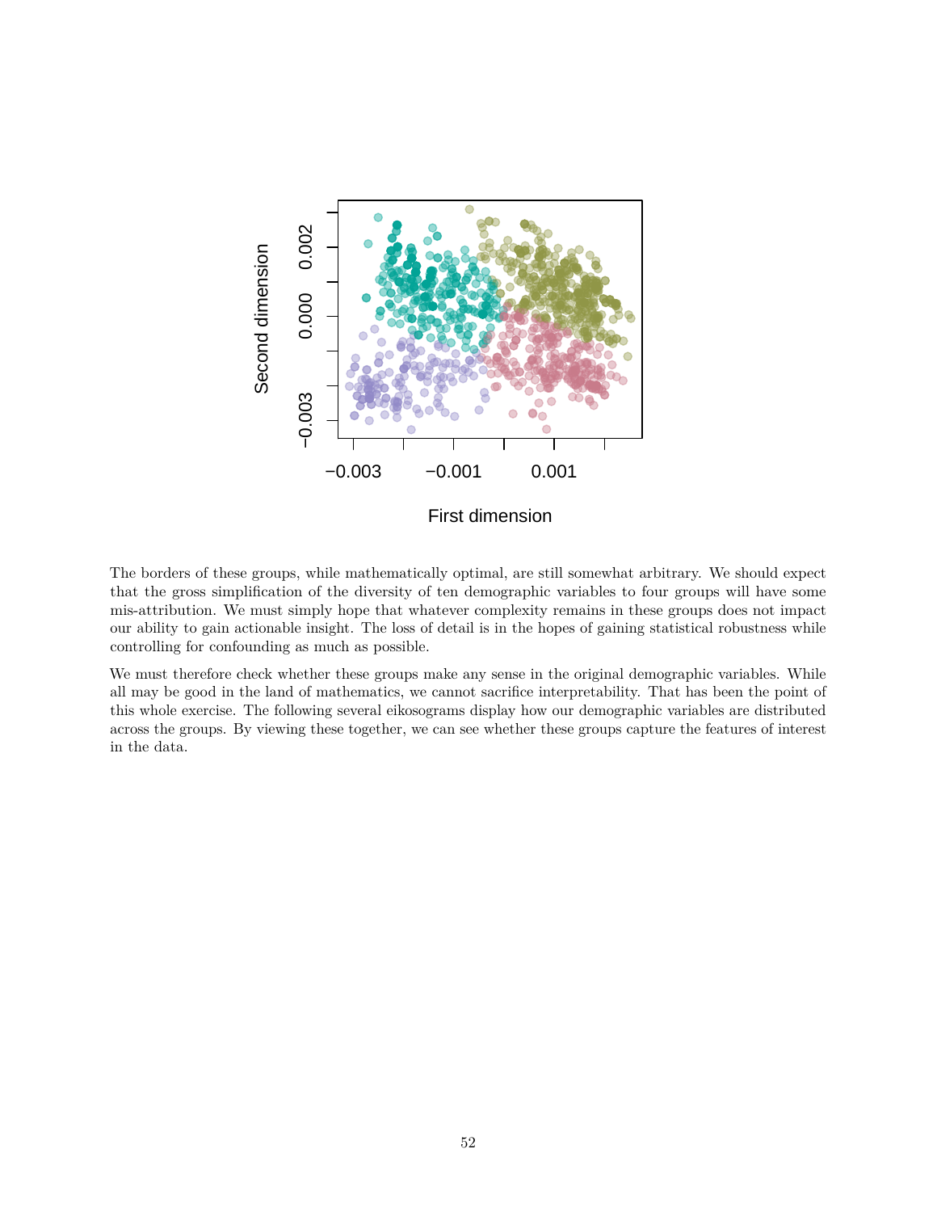Second dimension

0.002

0.000

−0.003

−0.003

−0.001

0.001

First dimension

The borders of these groups, while mathematically optimal, are still somewhat arbitrary. We should expect that the gross simplification of the diversity of ten demographic variables to four groups will have some mis-attribution. We must simply hope that whatever complexity remains in these groups does not impact our ability to gain actionable insight. The loss of detail is in the hopes of gaining statistical robustness while controlling for confounding as much as possible.

We must therefore check whether these groups make any sense in the original demographic variables. While all may be good in the land of mathematics, we cannot sacrifice interpretability. That has been the point of this whole exercise. The following several eikosograms display how our demographic variables are distributed across the groups. By viewing these together, we can see whether these groups capture the features of interest in the data.